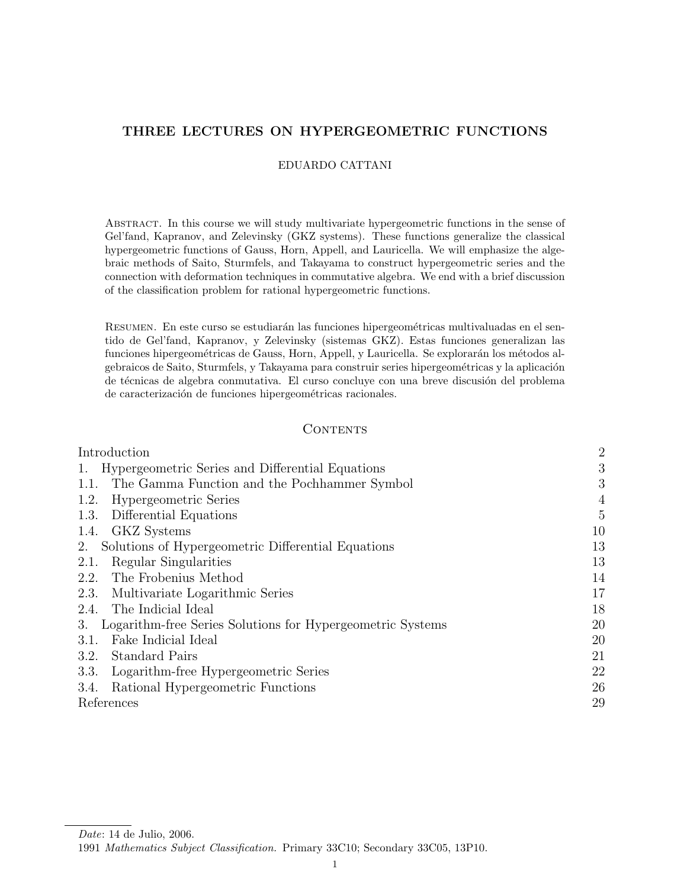# THREE LECTURES ON HYPERGEOMETRIC FUNCTIONS

EDUARDO CATTANI

Abstract. In this course we will study multivariate hypergeometric functions in the sense of Gel'fand, Kapranov, and Zelevinsky (GKZ systems). These functions generalize the classical hypergeometric functions of Gauss, Horn, Appell, and Lauricella. We will emphasize the algebraic methods of Saito, Sturmfels, and Takayama to construct hypergeometric series and the connection with deformation techniques in commutative algebra. We end with a brief discussion of the classification problem for rational hypergeometric functions.

Resumen. En este curso se estudiarán las funciones hipergeométricas multivaluadas en el sentido de Gel'fand, Kapranov, y Zelevinsky (sistemas GKZ). Estas funciones generalizan las funciones hipergeométricas de Gauss, Horn, Appell, y Lauricella. Se explorarán los métodos algebraicos de Saito, Sturmfels, y Takayama para construir series hipergeométricas y la aplicación de técnicas de algebra conmutativa. El curso concluye con una breve discusión del problema de caracterización de funciones hipergeométricas racionales.

## Contents

| | |
|---|---|
| Introduction | 2 |
| 1. Hypergeometric Series and Differential Equations | 3 |
| 1.1. The Gamma Function and the Pochhammer Symbol | 3 |
| 1.2. Hypergeometric Series | 4 |
| 1.3. Differential Equations | 5 |
| 1.4. GKZ Systems | 10 |
| 2. Solutions of Hypergeometric Differential Equations | 13 |
| 2.1. Regular Singularities | 13 |
| 2.2. The Frobenius Method | 14 |
| 2.3. Multivariate Logarithmic Series | 17 |
| 2.4. The Indicial Ideal | 18 |
| 3. Logarithm-free Series Solutions for Hypergeometric Systems | 20 |
| 3.1. Fake Indicial Ideal | 20 |
| 3.2. Standard Pairs | 21 |
| 3.3. Logarithm-free Hypergeometric Series | 22 |
| 3.4. Rational Hypergeometric Functions | 26 |
| References | 29 |

*Date*: 14 de Julio, 2006.

1991 *Mathematics Subject Classification.* Primary 33C10; Secondary 33C05, 13P10.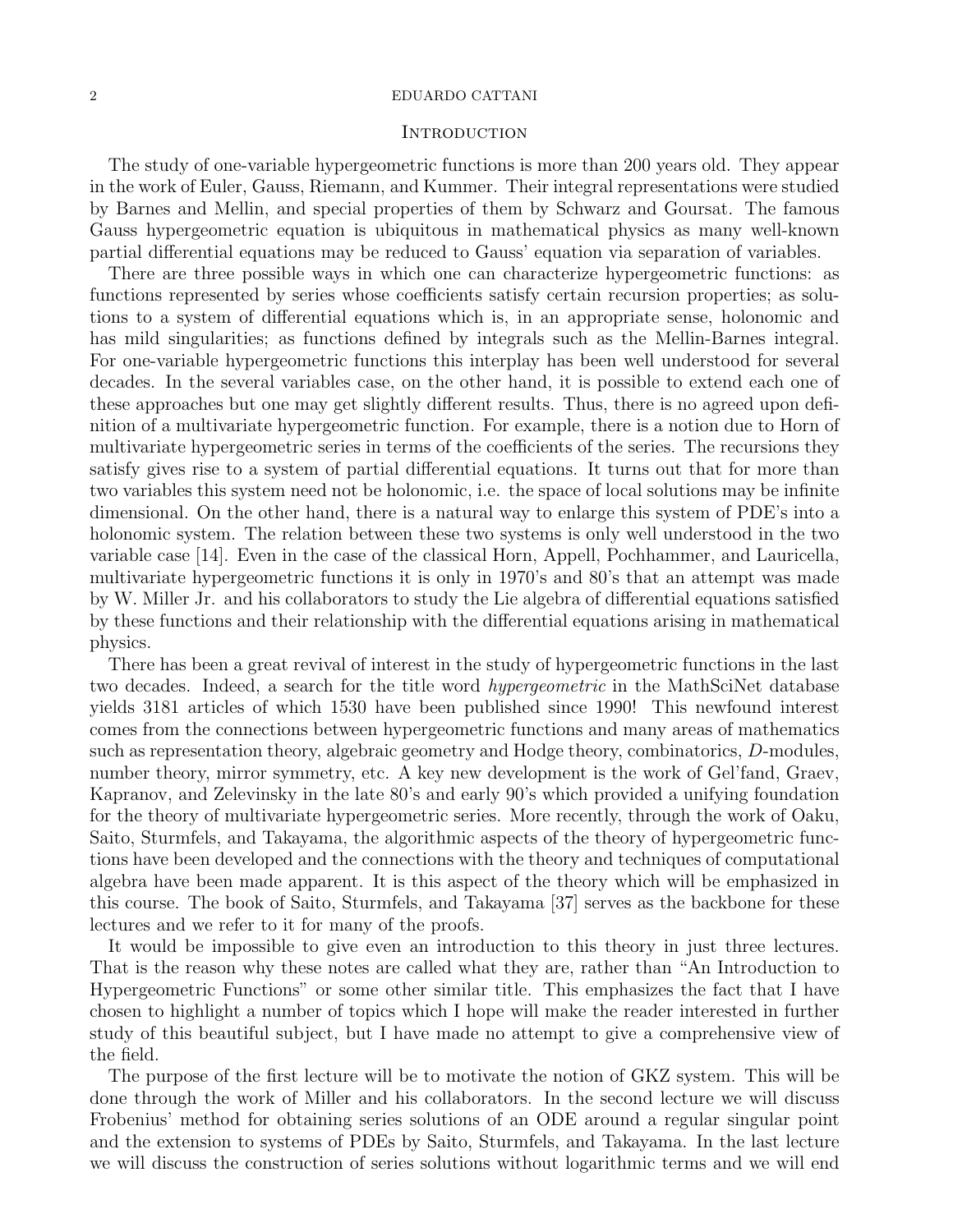## Introduction

The study of one-variable hypergeometric functions is more than 200 years old. They appear in the work of Euler, Gauss, Riemann, and Kummer. Their integral representations were studied by Barnes and Mellin, and special properties of them by Schwarz and Goursat. The famous Gauss hypergeometric equation is ubiquitous in mathematical physics as many well-known partial differential equations may be reduced to Gauss' equation via separation of variables.

There are three possible ways in which one can characterize hypergeometric functions: as functions represented by series whose coefficients satisfy certain recursion properties; as solutions to a system of differential equations which is, in an appropriate sense, holonomic and has mild singularities; as functions defined by integrals such as the Mellin-Barnes integral. For one-variable hypergeometric functions this interplay has been well understood for several decades. In the several variables case, on the other hand, it is possible to extend each one of these approaches but one may get slightly different results. Thus, there is no agreed upon definition of a multivariate hypergeometric function. For example, there is a notion due to Horn of multivariate hypergeometric series in terms of the coefficients of the series. The recursions they satisfy gives rise to a system of partial differential equations. It turns out that for more than two variables this system need not be holonomic, i.e. the space of local solutions may be infinite dimensional. On the other hand, there is a natural way to enlarge this system of PDE's into a holonomic system. The relation between these two systems is only well understood in the two variable case [14]. Even in the case of the classical Horn, Appell, Pochhammer, and Lauricella, multivariate hypergeometric functions it is only in 1970's and 80's that an attempt was made by W. Miller Jr. and his collaborators to study the Lie algebra of differential equations satisfied by these functions and their relationship with the differential equations arising in mathematical physics.

There has been a great revival of interest in the study of hypergeometric functions in the last two decades. Indeed, a search for the title word *hypergeometric* in the MathSciNet database yields 3181 articles of which 1530 have been published since 1990! This newfound interest comes from the connections between hypergeometric functions and many areas of mathematics such as representation theory, algebraic geometry and Hodge theory, combinatorics, $D$-modules, number theory, mirror symmetry, etc. A key new development is the work of Gel'fand, Graev, Kapranov, and Zelevinsky in the late 80's and early 90's which provided a unifying foundation for the theory of multivariate hypergeometric series. More recently, through the work of Oaku, Saito, Sturmfels, and Takayama, the algorithmic aspects of the theory of hypergeometric functions have been developed and the connections with the theory and techniques of computational algebra have been made apparent. It is this aspect of the theory which will be emphasized in this course. The book of Saito, Sturmfels, and Takayama [37] serves as the backbone for these lectures and we refer to it for many of the proofs.

It would be impossible to give even an introduction to this theory in just three lectures. That is the reason why these notes are called what they are, rather than "An Introduction to Hypergeometric Functions" or some other similar title. This emphasizes the fact that I have chosen to highlight a number of topics which I hope will make the reader interested in further study of this beautiful subject, but I have made no attempt to give a comprehensive view of the field.

The purpose of the first lecture will be to motivate the notion of GKZ system. This will be done through the work of Miller and his collaborators. In the second lecture we will discuss Frobenius' method for obtaining series solutions of an ODE around a regular singular point and the extension to systems of PDEs by Saito, Sturmfels, and Takayama. In the last lecture we will discuss the construction of series solutions without logarithmic terms and we will end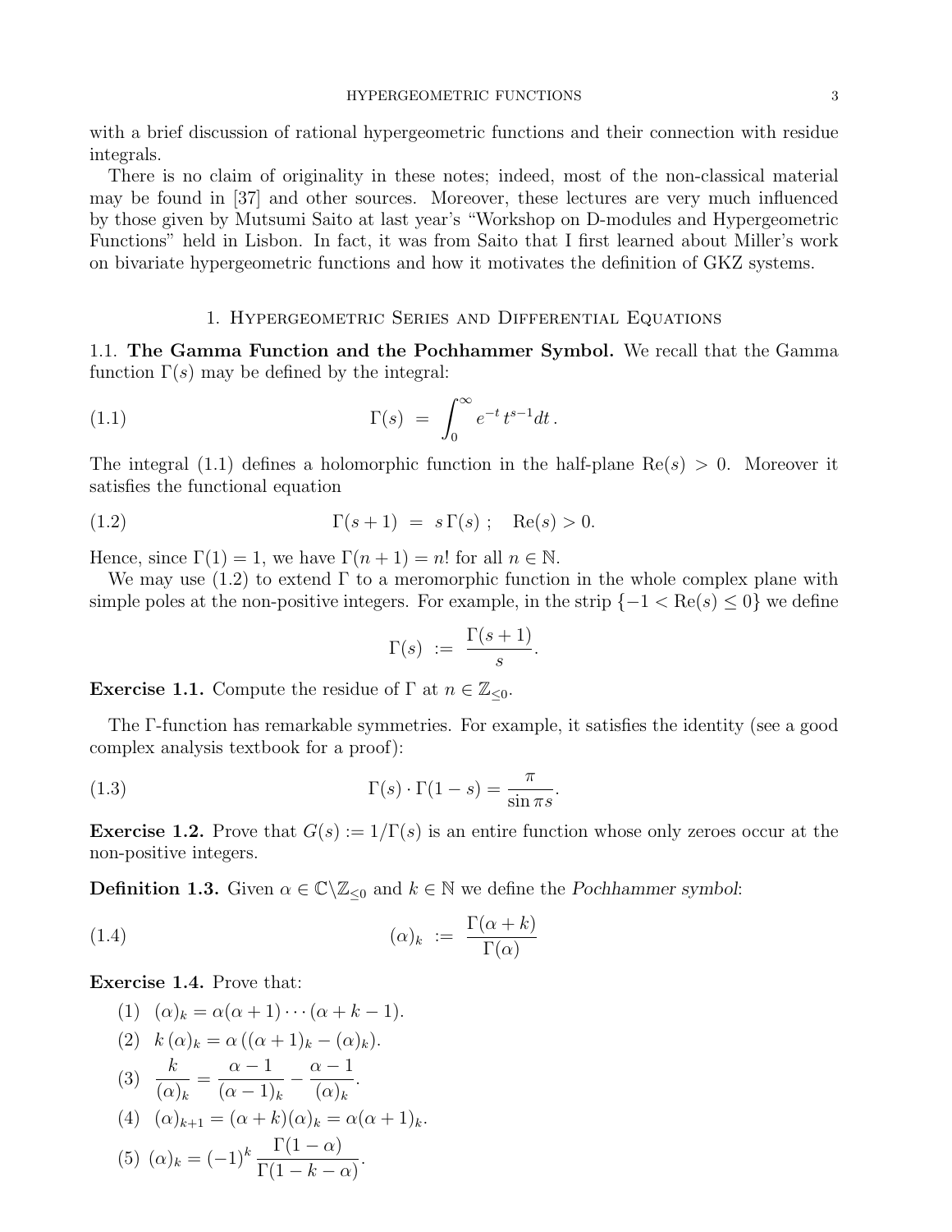with a brief discussion of rational hypergeometric functions and their connection with residue integrals.

There is no claim of originality in these notes; indeed, most of the non-classical material may be found in [37] and other sources. Moreover, these lectures are very much influenced by those given by Mutsumi Saito at last year's "Workshop on D-modules and Hypergeometric Functions" held in Lisbon. In fact, it was from Saito that I first learned about Miller's work on bivariate hypergeometric functions and how it motivates the definition of GKZ systems.

## 1. Hypergeometric Series and Differential Equations

### 1.1. The Gamma Function and the Pochhammer Symbol.

We recall that the Gamma function $\Gamma(s)$ may be defined by the integral:

$$\Gamma(s) \;=\; \int_0^\infty e^{-t}\, t^{s-1} dt\,. \tag{1.1}$$

The integral (1.1) defines a holomorphic function in the half-plane $\mathrm{Re}(s) > 0$. Moreover it satisfies the functional equation

$$\Gamma(s+1) \;=\; s\,\Gamma(s)\;; \quad \mathrm{Re}(s) > 0. \tag{1.2}$$

Hence, since $\Gamma(1) = 1$, we have $\Gamma(n+1) = n!$ for all $n \in \mathbb{N}$.

We may use (1.2) to extend $\Gamma$ to a meromorphic function in the whole complex plane with simple poles at the non-positive integers. For example, in the strip $\{-1 < \mathrm{Re}(s) \leq 0\}$ we define

$$\Gamma(s) \;:=\; \frac{\Gamma(s+1)}{s}.$$

**Exercise 1.1.** Compute the residue of $\Gamma$ at $n \in \mathbb{Z}_{\leq 0}$.

The $\Gamma$-function has remarkable symmetries. For example, it satisfies the identity (see a good complex analysis textbook for a proof):

$$\Gamma(s) \cdot \Gamma(1-s) = \frac{\pi}{\sin \pi s}. \tag{1.3}$$

**Exercise 1.2.** Prove that $G(s) := 1/\Gamma(s)$ is an entire function whose only zeroes occur at the non-positive integers.

**Definition 1.3.** Given $\alpha \in \mathbb{C}\backslash\mathbb{Z}_{\leq 0}$ and $k \in \mathbb{N}$ we define the *Pochhammer symbol*:

$$(\alpha)_k \;:=\; \frac{\Gamma(\alpha+k)}{\Gamma(\alpha)} \tag{1.4}$$

**Exercise 1.4.** Prove that:

1. $(\alpha)_k = \alpha(\alpha+1)\cdots(\alpha+k-1)$.
2. $k\,(\alpha)_k = \alpha\,((\alpha+1)_k - (\alpha)_k)$.
3. $\dfrac{k}{(\alpha)_k} = \dfrac{\alpha-1}{(\alpha-1)_k} - \dfrac{\alpha-1}{(\alpha)_k}$.
4. $(\alpha)_{k+1} = (\alpha+k)(\alpha)_k = \alpha(\alpha+1)_k$.
5. $(\alpha)_k = (-1)^k\, \dfrac{\Gamma(1-\alpha)}{\Gamma(1-k-\alpha)}$.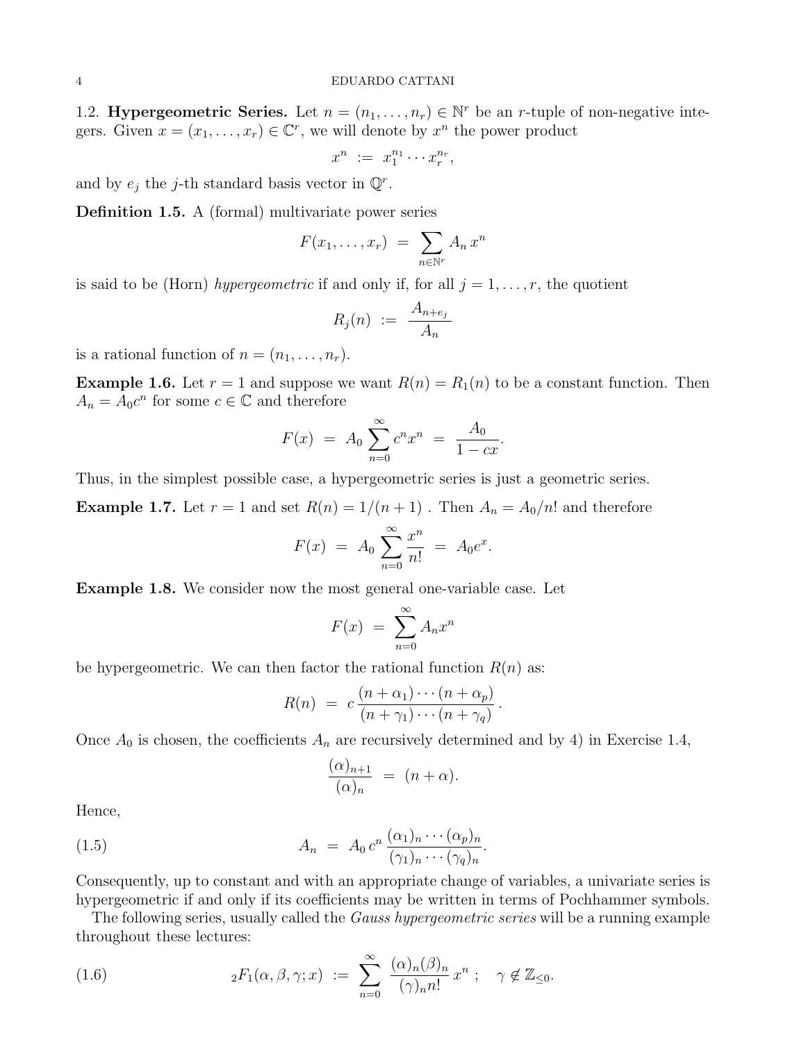### 1.2. **Hypergeometric Series.**

Let $n = (n_1, \ldots, n_r) \in \mathbb{N}^r$ be an $r$-tuple of non-negative integers. Given $x = (x_1, \ldots, x_r) \in \mathbb{C}^r$, we will denote by $x^n$ the power product

$$x^n \ := \ x_1^{n_1} \cdots x_r^{n_r},$$

and by $e_j$ the $j$-th standard basis vector in $\mathbb{Q}^r$.

**Definition 1.5.** A (formal) multivariate power series

$$F(x_1, \ldots, x_r) \ = \ \sum_{n \in \mathbb{N}^r} A_n \, x^n$$

is said to be (Horn) *hypergeometric* if and only if, for all $j = 1, \ldots, r$, the quotient

$$R_j(n) \ := \ \frac{A_{n+e_j}}{A_n}$$

is a rational function of $n = (n_1, \ldots, n_r)$.

**Example 1.6.** Let $r = 1$ and suppose we want $R(n) = R_1(n)$ to be a constant function. Then $A_n = A_0 c^n$ for some $c \in \mathbb{C}$ and therefore

$$F(x) \ = \ A_0 \sum_{n=0}^{\infty} c^n x^n \ = \ \frac{A_0}{1 - cx}.$$

Thus, in the simplest possible case, a hypergeometric series is just a geometric series.

**Example 1.7.** Let $r = 1$ and set $R(n) = 1/(n+1)$ . Then $A_n = A_0/n!$ and therefore

$$F(x) \ = \ A_0 \sum_{n=0}^{\infty} \frac{x^n}{n!} \ = \ A_0 e^x.$$

**Example 1.8.** We consider now the most general one-variable case. Let

$$F(x) \ = \ \sum_{n=0}^{\infty} A_n x^n$$

be hypergeometric. We can then factor the rational function $R(n)$ as:

$$R(n) \ = \ c \, \frac{(n + \alpha_1) \cdots (n + \alpha_p)}{(n + \gamma_1) \cdots (n + \gamma_q)} \, .$$

Once $A_0$ is chosen, the coefficients $A_n$ are recursively determined and by 4) in Exercise 1.4,

$$\frac{(\alpha)_{n+1}}{(\alpha)_n} \ = \ (n + \alpha).$$

Hence,

$$A_n \ = \ A_0 \, c^n \, \frac{(\alpha_1)_n \cdots (\alpha_p)_n}{(\gamma_1)_n \cdots (\gamma_q)_n}. \tag{1.5}$$

Consequently, up to constant and with an appropriate change of variables, a univariate series is hypergeometric if and only if its coefficients may be written in terms of Pochhammer symbols.

The following series, usually called the *Gauss hypergeometric series* will be a running example throughout these lectures:

$${}_2F_1(\alpha, \beta, \gamma; x) \ := \ \sum_{n=0}^{\infty} \frac{(\alpha)_n (\beta)_n}{(\gamma)_n n!} \, x^n \ ; \quad \gamma \notin \mathbb{Z}_{\leq 0}. \tag{1.6}$$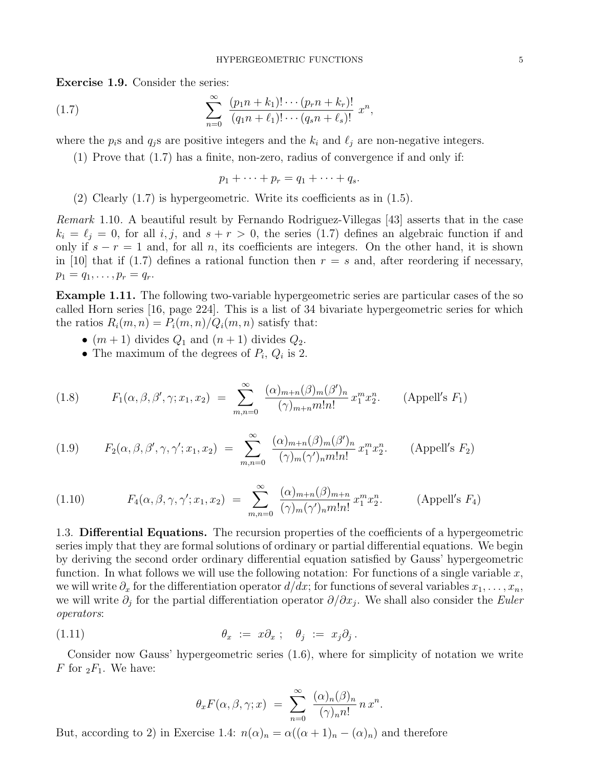**Exercise 1.9.** Consider the series:

$$\sum_{n=0}^{\infty} \frac{(p_1 n + k_1)! \cdots (p_r n + k_r)!}{(q_1 n + \ell_1)! \cdots (q_s n + \ell_s)!}\, x^n, \tag{1.7}$$

where the $p_i$s and $q_j$s are positive integers and the $k_i$ and $\ell_j$ are non-negative integers.

(1) Prove that (1.7) has a finite, non-zero, radius of convergence if and only if:

$$p_1 + \cdots + p_r = q_1 + \cdots + q_s.$$

(2) Clearly (1.7) is hypergeometric. Write its coefficients as in (1.5).

*Remark* 1.10. A beautiful result by Fernando Rodriguez-Villegas [43] asserts that in the case $k_i = \ell_j = 0$, for all $i, j$, and $s + r > 0$, the series (1.7) defines an algebraic function if and only if $s - r = 1$ and, for all $n$, its coefficients are integers. On the other hand, it is shown in [10] that if (1.7) defines a rational function then $r = s$ and, after reordering if necessary, $p_1 = q_1, \ldots, p_r = q_r$.

**Example 1.11.** The following two-variable hypergeometric series are particular cases of the so called Horn series [16, page 224]. This is a list of 34 bivariate hypergeometric series for which the ratios $R_i(m,n) = P_i(m,n)/Q_i(m,n)$ satisfy that:

- $(m+1)$ divides $Q_1$ and $(n+1)$ divides $Q_2$.
- The maximum of the degrees of $P_i$, $Q_i$ is 2.

$$F_1(\alpha, \beta, \beta', \gamma; x_1, x_2) \;=\; \sum_{m,n=0}^{\infty} \frac{(\alpha)_{m+n}(\beta)_m(\beta')_n}{(\gamma)_{m+n} m! n!}\, x_1^m x_2^n. \qquad (\text{Appell's } F_1) \tag{1.8}$$

$$F_2(\alpha, \beta, \beta', \gamma, \gamma'; x_1, x_2) \;=\; \sum_{m,n=0}^{\infty} \frac{(\alpha)_{m+n}(\beta)_m(\beta')_n}{(\gamma)_m(\gamma')_n m! n!}\, x_1^m x_2^n. \qquad (\text{Appell's } F_2) \tag{1.9}$$

$$F_4(\alpha, \beta, \gamma, \gamma'; x_1, x_2) \;=\; \sum_{m,n=0}^{\infty} \frac{(\alpha)_{m+n}(\beta)_{m+n}}{(\gamma)_m(\gamma')_n m! n!}\, x_1^m x_2^n. \qquad (\text{Appell's } F_4) \tag{1.10}$$

1.3. **Differential Equations.** The recursion properties of the coefficients of a hypergeometric series imply that they are formal solutions of ordinary or partial differential equations. We begin by deriving the second order ordinary differential equation satisfied by Gauss' hypergeometric function. In what follows we will use the following notation: For functions of a single variable $x$, we will write $\partial_x$ for the differentiation operator $d/dx$; for functions of several variables $x_1, \ldots, x_n$, we will write $\partial_j$ for the partial differentiation operator $\partial/\partial x_j$. We shall also consider the *Euler operators*:

$$\theta_x \;:=\; x\partial_x\,; \quad \theta_j \;:=\; x_j \partial_j\,. \tag{1.11}$$

Consider now Gauss' hypergeometric series (1.6), where for simplicity of notation we write $F$ for ${}_2F_1$. We have:

$$\theta_x F(\alpha, \beta, \gamma; x) \;=\; \sum_{n=0}^{\infty} \frac{(\alpha)_n(\beta)_n}{(\gamma)_n n!}\, n\, x^n.$$

But, according to 2) in Exercise 1.4: $n(\alpha)_n = \alpha((\alpha+1)_n - (\alpha)_n)$ and therefore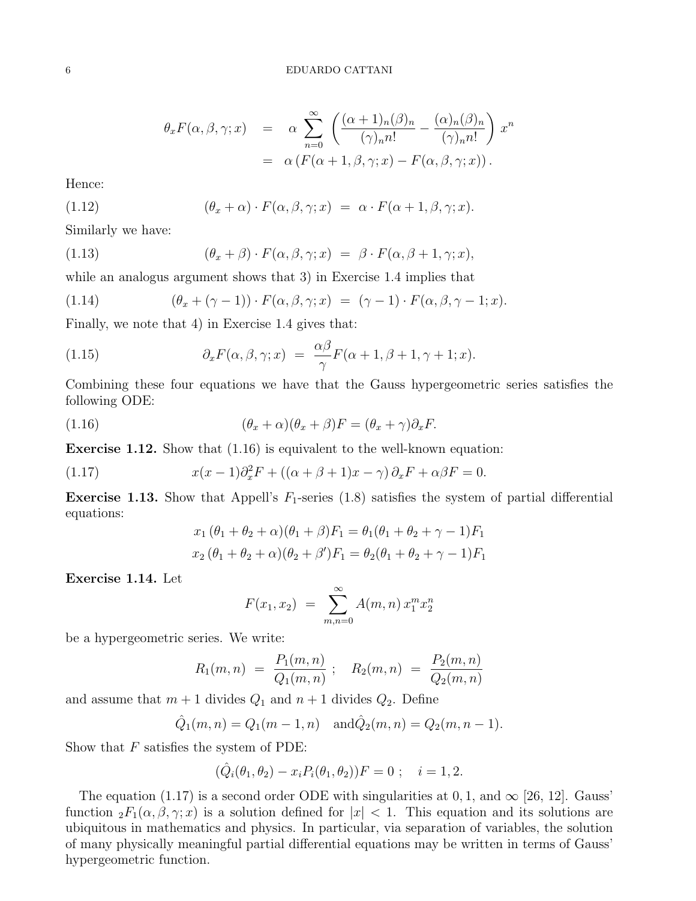$$
\begin{aligned}
\theta_x F(\alpha,\beta,\gamma;x) &= \alpha \sum_{n=0}^{\infty} \left( \frac{(\alpha+1)_n(\beta)_n}{(\gamma)_n n!} - \frac{(\alpha)_n(\beta)_n}{(\gamma)_n n!} \right) x^n \\
&= \alpha \left( F(\alpha+1,\beta,\gamma;x) - F(\alpha,\beta,\gamma;x) \right).
\end{aligned}
$$

Hence:

$$
(\theta_x + \alpha) \cdot F(\alpha,\beta,\gamma;x) \;=\; \alpha \cdot F(\alpha+1,\beta,\gamma;x). \tag{1.12}
$$

Similarly we have:

$$
(\theta_x + \beta) \cdot F(\alpha,\beta,\gamma;x) \;=\; \beta \cdot F(\alpha,\beta+1,\gamma;x), \tag{1.13}
$$

while an analogus argument shows that 3) in Exercise 1.4 implies that

$$
(\theta_x + (\gamma-1)) \cdot F(\alpha,\beta,\gamma;x) \;=\; (\gamma-1) \cdot F(\alpha,\beta,\gamma-1;x). \tag{1.14}
$$

Finally, we note that 4) in Exercise 1.4 gives that:

$$
\partial_x F(\alpha,\beta,\gamma;x) \;=\; \frac{\alpha\beta}{\gamma} F(\alpha+1,\beta+1,\gamma+1;x). \tag{1.15}
$$

Combining these four equations we have that the Gauss hypergeometric series satisfies the following ODE:

$$
(\theta_x + \alpha)(\theta_x + \beta)F = (\theta_x + \gamma)\partial_x F. \tag{1.16}
$$

**Exercise 1.12.** Show that (1.16) is equivalent to the well-known equation:

$$
x(x-1)\partial_x^2 F + \left((\alpha+\beta+1)x - \gamma\right)\partial_x F + \alpha\beta F = 0. \tag{1.17}
$$

**Exercise 1.13.** Show that Appell's $F_1$-series (1.8) satisfies the system of partial differential equations:

$$
\begin{aligned}
x_1\,(\theta_1+\theta_2+\alpha)(\theta_1+\beta)F_1 &= \theta_1(\theta_1+\theta_2+\gamma-1)F_1 \\
x_2\,(\theta_1+\theta_2+\alpha)(\theta_2+\beta')F_1 &= \theta_2(\theta_1+\theta_2+\gamma-1)F_1
\end{aligned}
$$

**Exercise 1.14.** Let

$$
F(x_1,x_2) \;=\; \sum_{m,n=0}^{\infty} A(m,n)\, x_1^m x_2^n
$$

be a hypergeometric series. We write:

$$
R_1(m,n) \;=\; \frac{P_1(m,n)}{Q_1(m,n)}\;; \quad R_2(m,n) \;=\; \frac{P_2(m,n)}{Q_2(m,n)}
$$

and assume that $m+1$ divides $Q_1$ and $n+1$ divides $Q_2$. Define

$$
\hat{Q}_1(m,n) = Q_1(m-1,n) \quad \text{and} \hat{Q}_2(m,n) = Q_2(m,n-1).
$$

Show that $F$ satisfies the system of PDE:

$$
(\hat{Q}_i(\theta_1,\theta_2) - x_i P_i(\theta_1,\theta_2))F = 0\;; \quad i = 1,2.
$$

The equation (1.17) is a second order ODE with singularities at $0, 1$, and $\infty$ [26, 12]. Gauss' function ${}_2F_1(\alpha,\beta,\gamma;x)$ is a solution defined for $|x| < 1$. This equation and its solutions are ubiquitous in mathematics and physics. In particular, via separation of variables, the solution of many physically meaningful partial differential equations may be written in terms of Gauss' hypergeometric function.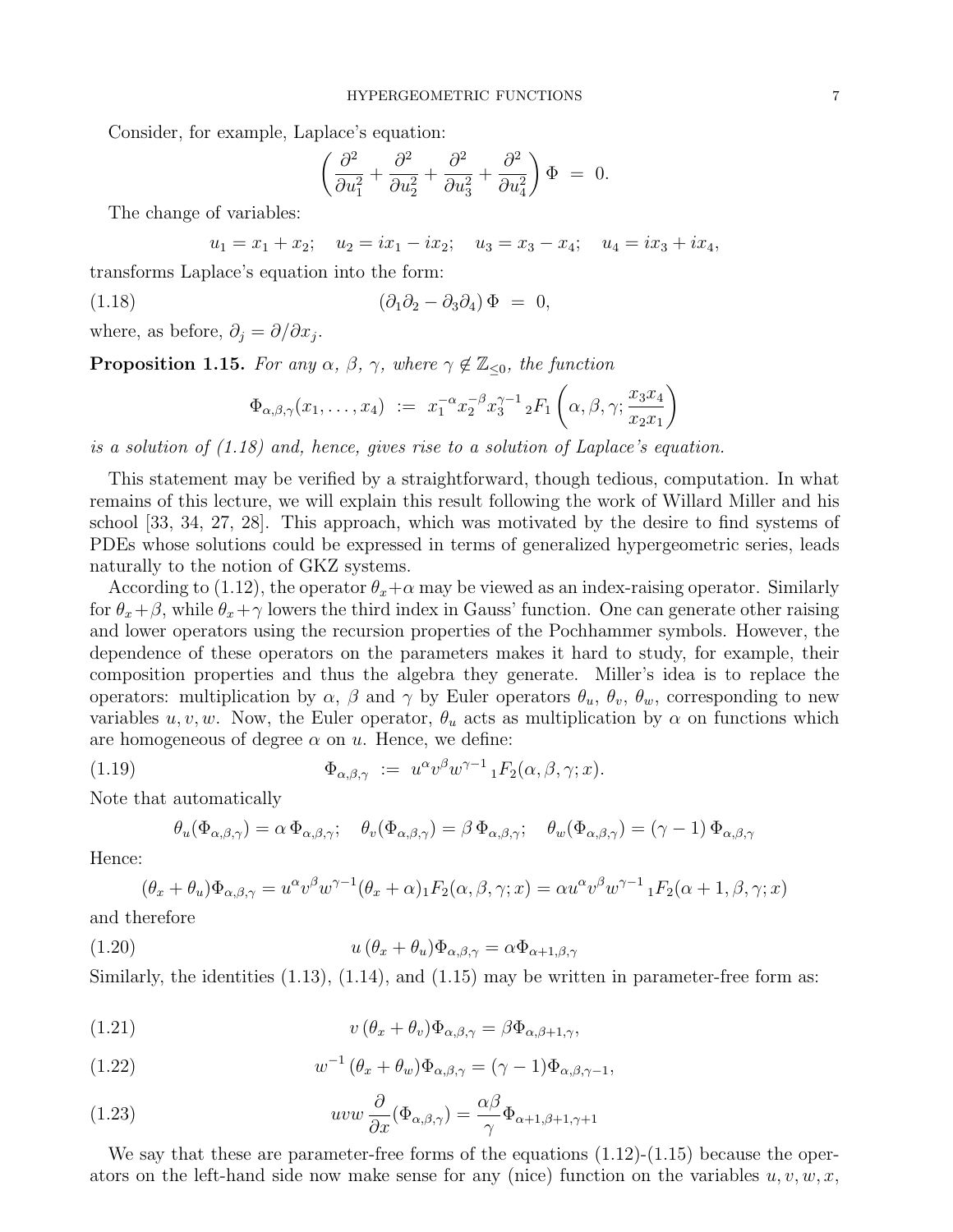Consider, for example, Laplace's equation:

$$\left(\frac{\partial^2}{\partial u_1^2} + \frac{\partial^2}{\partial u_2^2} + \frac{\partial^2}{\partial u_3^2} + \frac{\partial^2}{\partial u_4^2}\right) \Phi \;=\; 0.$$

The change of variables:

$$u_1 = x_1 + x_2; \quad u_2 = ix_1 - ix_2; \quad u_3 = x_3 - x_4; \quad u_4 = ix_3 + ix_4,$$

transforms Laplace's equation into the form:

$$(\partial_1\partial_2 - \partial_3\partial_4)\,\Phi \;=\; 0, \tag{1.18}$$

where, as before, $\partial_j = \partial/\partial x_j$.

**Proposition 1.15.** *For any $\alpha$, $\beta$, $\gamma$, where $\gamma \notin \mathbb{Z}_{\leq 0}$, the function*

$$\Phi_{\alpha,\beta,\gamma}(x_1,\ldots,x_4) \;:=\; x_1^{-\alpha} x_2^{-\beta} x_3^{\gamma-1}\,{}_2F_1\left(\alpha,\beta,\gamma;\frac{x_3x_4}{x_2x_1}\right)$$

*is a solution of (1.18) and, hence, gives rise to a solution of Laplace's equation.*

This statement may be verified by a straightforward, though tedious, computation. In what remains of this lecture, we will explain this result following the work of Willard Miller and his school [33, 34, 27, 28]. This approach, which was motivated by the desire to find systems of PDEs whose solutions could be expressed in terms of generalized hypergeometric series, leads naturally to the notion of GKZ systems.

According to (1.12), the operator $\theta_x+\alpha$ may be viewed as an index-raising operator. Similarly for $\theta_x+\beta$, while $\theta_x+\gamma$ lowers the third index in Gauss' function. One can generate other raising and lower operators using the recursion properties of the Pochhammer symbols. However, the dependence of these operators on the parameters makes it hard to study, for example, their composition properties and thus the algebra they generate. Miller's idea is to replace the operators: multiplication by $\alpha$, $\beta$ and $\gamma$ by Euler operators $\theta_u$, $\theta_v$, $\theta_w$, corresponding to new variables $u, v, w$. Now, the Euler operator, $\theta_u$ acts as multiplication by $\alpha$ on functions which are homogeneous of degree $\alpha$ on $u$. Hence, we define:

$$\Phi_{\alpha,\beta,\gamma} \;:=\; u^\alpha v^\beta w^{\gamma-1}\,{}_1F_2(\alpha,\beta,\gamma;x). \tag{1.19}$$

Note that automatically

$$\theta_u(\Phi_{\alpha,\beta,\gamma}) = \alpha\,\Phi_{\alpha,\beta,\gamma}; \quad \theta_v(\Phi_{\alpha,\beta,\gamma}) = \beta\,\Phi_{\alpha,\beta,\gamma}; \quad \theta_w(\Phi_{\alpha,\beta,\gamma}) = (\gamma-1)\,\Phi_{\alpha,\beta,\gamma}$$

Hence:

$$(\theta_x + \theta_u)\Phi_{\alpha,\beta,\gamma} = u^\alpha v^\beta w^{\gamma-1}(\theta_x+\alpha)\,{}_1F_2(\alpha,\beta,\gamma;x) = \alpha u^\alpha v^\beta w^{\gamma-1}\,{}_1F_2(\alpha+1,\beta,\gamma;x)$$

and therefore

$$u\,(\theta_x+\theta_u)\Phi_{\alpha,\beta,\gamma} = \alpha\Phi_{\alpha+1,\beta,\gamma} \tag{1.20}$$

Similarly, the identities (1.13), (1.14), and (1.15) may be written in parameter-free form as:

$$v\,(\theta_x+\theta_v)\Phi_{\alpha,\beta,\gamma} = \beta\Phi_{\alpha,\beta+1,\gamma}, \tag{1.21}$$

$$w^{-1}\,(\theta_x+\theta_w)\Phi_{\alpha,\beta,\gamma} = (\gamma-1)\Phi_{\alpha,\beta,\gamma-1}, \tag{1.22}$$

$$uvw\,\frac{\partial}{\partial x}(\Phi_{\alpha,\beta,\gamma}) = \frac{\alpha\beta}{\gamma}\Phi_{\alpha+1,\beta+1,\gamma+1} \tag{1.23}$$

We say that these are parameter-free forms of the equations (1.12)-(1.15) because the operators on the left-hand side now make sense for any (nice) function on the variables $u, v, w, x$,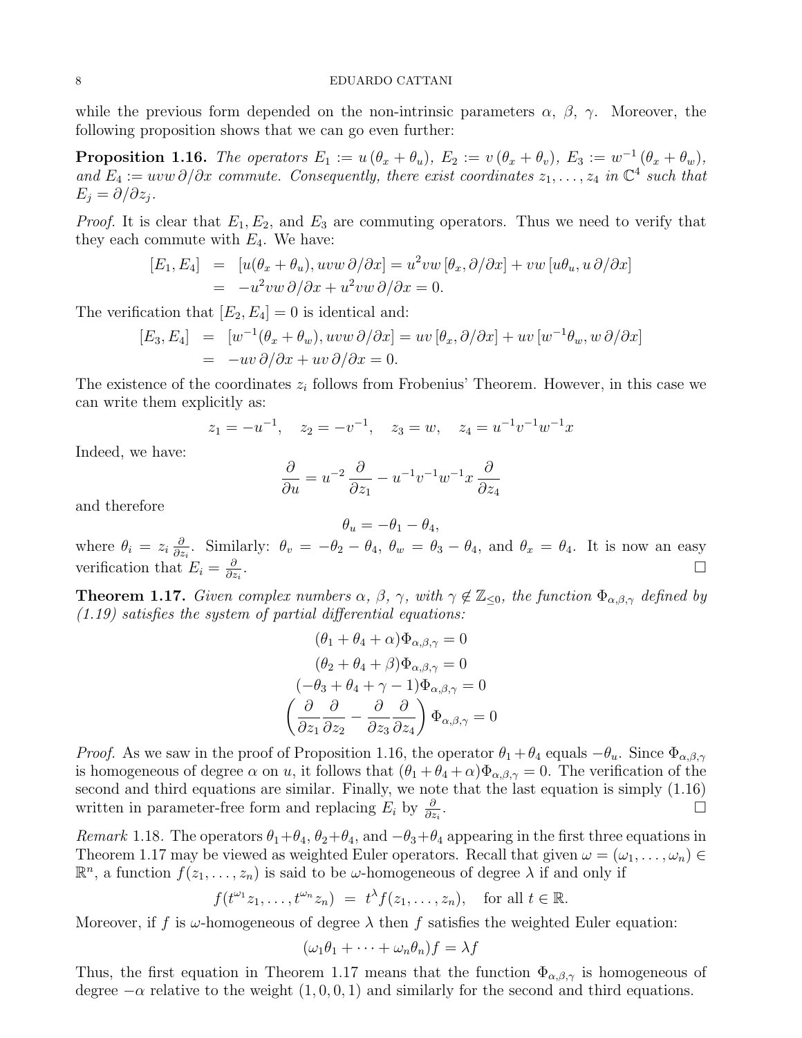while the previous form depended on the non-intrinsic parameters $\alpha$, $\beta$, $\gamma$. Moreover, the following proposition shows that we can go even further:

**Proposition 1.16.** *The operators $E_1 := u\,(\theta_x + \theta_u)$, $E_2 := v\,(\theta_x + \theta_v)$, $E_3 := w^{-1}\,(\theta_x + \theta_w)$, and $E_4 := uvw\,\partial/\partial x$ commute. Consequently, there exist coordinates $z_1, \ldots, z_4$ in $\mathbb{C}^4$ such that $E_j = \partial/\partial z_j$.*

*Proof.* It is clear that $E_1, E_2$, and $E_3$ are commuting operators. Thus we need to verify that they each commute with $E_4$. We have:

$$
\begin{aligned}
[E_1, E_4] &= [u(\theta_x + \theta_u), uvw\,\partial/\partial x] = u^2 vw\,[\theta_x, \partial/\partial x] + vw\,[u\theta_u, u\,\partial/\partial x] \\
&= -u^2 vw\,\partial/\partial x + u^2 vw\,\partial/\partial x = 0.
\end{aligned}
$$

The verification that $[E_2, E_4] = 0$ is identical and:

$$
\begin{aligned}
[E_3, E_4] &= [w^{-1}(\theta_x + \theta_w), uvw\,\partial/\partial x] = uv\,[\theta_x, \partial/\partial x] + uv\,[w^{-1}\theta_w, w\,\partial/\partial x] \\
&= -uv\,\partial/\partial x + uv\,\partial/\partial x = 0.
\end{aligned}
$$

The existence of the coordinates $z_i$ follows from Frobenius' Theorem. However, in this case we can write them explicitly as:

$$
z_1 = -u^{-1}, \quad z_2 = -v^{-1}, \quad z_3 = w, \quad z_4 = u^{-1}v^{-1}w^{-1}x
$$

Indeed, we have:

$$
\frac{\partial}{\partial u} = u^{-2}\,\frac{\partial}{\partial z_1} - u^{-1}v^{-1}w^{-1}x\,\frac{\partial}{\partial z_4}
$$

and therefore

$$
\theta_u = -\theta_1 - \theta_4,
$$

where $\theta_i = z_i\,\frac{\partial}{\partial z_i}$. Similarly: $\theta_v = -\theta_2 - \theta_4$, $\theta_w = \theta_3 - \theta_4$, and $\theta_x = \theta_4$. It is now an easy verification that $E_i = \frac{\partial}{\partial z_i}$. $\square$

**Theorem 1.17.** *Given complex numbers $\alpha$, $\beta$, $\gamma$, with $\gamma \notin \mathbb{Z}_{\leq 0}$, the function $\Phi_{\alpha,\beta,\gamma}$ defined by (1.19) satisfies the system of partial differential equations:*

$$
\begin{gathered}
(\theta_1 + \theta_4 + \alpha)\Phi_{\alpha,\beta,\gamma} = 0 \\
(\theta_2 + \theta_4 + \beta)\Phi_{\alpha,\beta,\gamma} = 0 \\
(-\theta_3 + \theta_4 + \gamma - 1)\Phi_{\alpha,\beta,\gamma} = 0 \\
\left(\frac{\partial}{\partial z_1}\frac{\partial}{\partial z_2} - \frac{\partial}{\partial z_3}\frac{\partial}{\partial z_4}\right)\Phi_{\alpha,\beta,\gamma} = 0
\end{gathered}
$$

*Proof.* As we saw in the proof of Proposition 1.16, the operator $\theta_1 + \theta_4$ equals $-\theta_u$. Since $\Phi_{\alpha,\beta,\gamma}$ is homogeneous of degree $\alpha$ on $u$, it follows that $(\theta_1 + \theta_4 + \alpha)\Phi_{\alpha,\beta,\gamma} = 0$. The verification of the second and third equations are similar. Finally, we note that the last equation is simply (1.16) written in parameter-free form and replacing $E_i$ by $\frac{\partial}{\partial z_i}$. $\square$

*Remark* 1.18. The operators $\theta_1+\theta_4$, $\theta_2+\theta_4$, and $-\theta_3+\theta_4$ appearing in the first three equations in Theorem 1.17 may be viewed as weighted Euler operators. Recall that given $\omega = (\omega_1, \ldots, \omega_n) \in \mathbb{R}^n$, a function $f(z_1, \ldots, z_n)$ is said to be $\omega$-homogeneous of degree $\lambda$ if and only if

$$
f(t^{\omega_1}z_1, \ldots, t^{\omega_n}z_n) \;=\; t^{\lambda} f(z_1, \ldots, z_n), \quad \text{for all } t \in \mathbb{R}.
$$

Moreover, if $f$ is $\omega$-homogeneous of degree $\lambda$ then $f$ satisfies the weighted Euler equation:

$$
(\omega_1\theta_1 + \cdots + \omega_n\theta_n)f = \lambda f
$$

Thus, the first equation in Theorem 1.17 means that the function $\Phi_{\alpha,\beta,\gamma}$ is homogeneous of degree $-\alpha$ relative to the weight $(1, 0, 0, 1)$ and similarly for the second and third equations.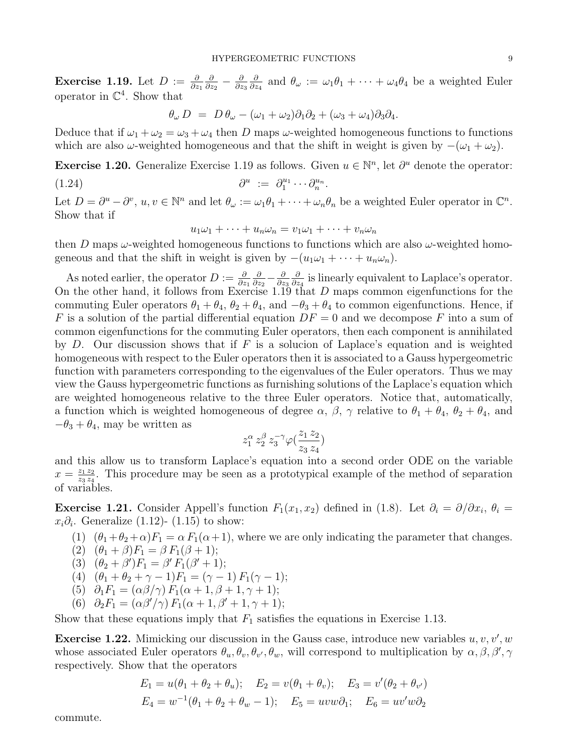**Exercise 1.19.** Let $D := \frac{\partial}{\partial z_1}\frac{\partial}{\partial z_2} - \frac{\partial}{\partial z_3}\frac{\partial}{\partial z_4}$ and $\theta_\omega := \omega_1\theta_1 + \cdots + \omega_4\theta_4$ be a weighted Euler operator in $\mathbb{C}^4$. Show that

$$\theta_\omega\, D \;=\; D\,\theta_\omega - (\omega_1+\omega_2)\partial_1\partial_2 + (\omega_3+\omega_4)\partial_3\partial_4.$$

Deduce that if $\omega_1+\omega_2 = \omega_3+\omega_4$ then $D$ maps $\omega$-weighted homogeneous functions to functions which are also $\omega$-weighted homogeneous and that the shift in weight is given by $-(\omega_1+\omega_2)$.

**Exercise 1.20.** Generalize Exercise 1.19 as follows. Given $u \in \mathbb{N}^n$, let $\partial^u$ denote the operator:

$$\partial^u \;:=\; \partial_1^{u_1}\cdots\partial_n^{u_n}. \tag{1.24}$$

Let $D = \partial^u - \partial^v$, $u, v \in \mathbb{N}^n$ and let $\theta_\omega := \omega_1\theta_1 + \cdots + \omega_n\theta_n$ be a weighted Euler operator in $\mathbb{C}^n$. Show that if

$$u_1\omega_1 + \cdots + u_n\omega_n = v_1\omega_1 + \cdots + v_n\omega_n$$

then $D$ maps $\omega$-weighted homogeneous functions to functions which are also $\omega$-weighted homogeneous and that the shift in weight is given by $-(u_1\omega_1 + \cdots + u_n\omega_n)$.

As noted earlier, the operator $D := \frac{\partial}{\partial z_1}\frac{\partial}{\partial z_2} - \frac{\partial}{\partial z_3}\frac{\partial}{\partial z_4}$ is linearly equivalent to Laplace's operator. On the other hand, it follows from Exercise 1.19 that $D$ maps common eigenfunctions for the commuting Euler operators $\theta_1+\theta_4$, $\theta_2+\theta_4$, and $-\theta_3+\theta_4$ to common eigenfunctions. Hence, if $F$ is a solution of the partial differential equation $DF = 0$ and we decompose $F$ into a sum of common eigenfunctions for the commuting Euler operators, then each component is annihilated by $D$. Our discussion shows that if $F$ is a solucion of Laplace's equation and is weighted homogeneous with respect to the Euler operators then it is associated to a Gauss hypergeometric function with parameters corresponding to the eigenvalues of the Euler operators. Thus we may view the Gauss hypergeometric functions as furnishing solutions of the Laplace's equation which are weighted homogeneous relative to the three Euler operators. Notice that, automatically, a function which is weighted homogeneous of degree $\alpha$, $\beta$, $\gamma$ relative to $\theta_1+\theta_4$, $\theta_2+\theta_4$, and $-\theta_3+\theta_4$, may be written as

$$z_1^{\alpha}\, z_2^{\beta}\, z_3^{-\gamma}\varphi\Big(\frac{z_1\, z_2}{z_3\, z_4}\Big)$$

and this allow us to transform Laplace's equation into a second order ODE on the variable $x = \frac{z_1 z_2}{z_3 z_4}$. This procedure may be seen as a prototypical example of the method of separation of variables.

**Exercise 1.21.** Consider Appell's function $F_1(x_1, x_2)$ defined in (1.8). Let $\partial_i = \partial/\partial x_i$, $\theta_i = x_i\partial_i$. Generalize (1.12)- (1.15) to show:

1. $(\theta_1+\theta_2+\alpha)F_1 = \alpha\, F_1(\alpha+1)$, where we are only indicating the parameter that changes.
2. $(\theta_1+\beta)F_1 = \beta\, F_1(\beta+1)$;
3. $(\theta_2+\beta')F_1 = \beta'\, F_1(\beta'+1)$;
4. $(\theta_1+\theta_2+\gamma-1)F_1 = (\gamma-1)\, F_1(\gamma-1)$;
5. $\partial_1 F_1 = (\alpha\beta/\gamma)\, F_1(\alpha+1, \beta+1, \gamma+1)$;
6. $\partial_2 F_1 = (\alpha\beta'/\gamma)\, F_1(\alpha+1, \beta'+1, \gamma+1)$;

Show that these equations imply that $F_1$ satisfies the equations in Exercise 1.13.

**Exercise 1.22.** Mimicking our discussion in the Gauss case, introduce new variables $u, v, v', w$ whose associated Euler operators $\theta_u, \theta_v, \theta_{v'}, \theta_w$, will correspond to multiplication by $\alpha, \beta, \beta', \gamma$ respectively. Show that the operators

$$E_1 = u(\theta_1+\theta_2+\theta_u); \quad E_2 = v(\theta_1+\theta_v); \quad E_3 = v'(\theta_2+\theta_{v'})$$
$$E_4 = w^{-1}(\theta_1+\theta_2+\theta_w-1); \quad E_5 = uvw\partial_1; \quad E_6 = uv'w\partial_2$$

commute.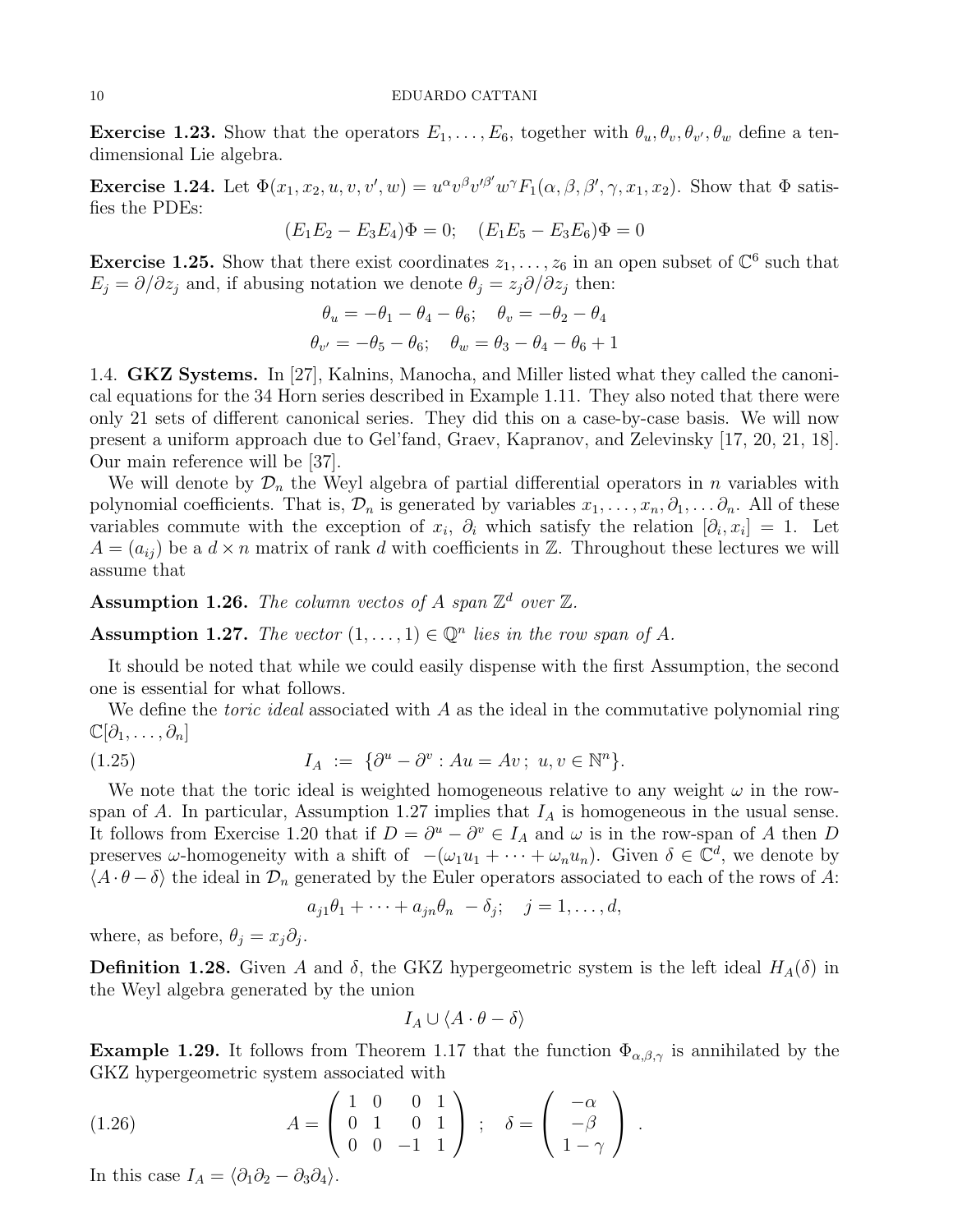**Exercise 1.23.** Show that the operators $E_1, \ldots, E_6$, together with $\theta_u, \theta_v, \theta_{v'}, \theta_w$ define a ten-dimensional Lie algebra.

**Exercise 1.24.** Let $\Phi(x_1, x_2, u, v, v', w) = u^\alpha v^\beta v'^{\beta'} w^\gamma F_1(\alpha, \beta, \beta', \gamma, x_1, x_2)$. Show that $\Phi$ satisfies the PDEs:

$$(E_1E_2 - E_3E_4)\Phi = 0; \quad (E_1E_5 - E_3E_6)\Phi = 0$$

**Exercise 1.25.** Show that there exist coordinates $z_1, \ldots, z_6$ in an open subset of $\mathbb{C}^6$ such that $E_j = \partial/\partial z_j$ and, if abusing notation we denote $\theta_j = z_j \partial/\partial z_j$ then:

$$\theta_u = -\theta_1 - \theta_4 - \theta_6; \quad \theta_v = -\theta_2 - \theta_4$$
$$\theta_{v'} = -\theta_5 - \theta_6; \quad \theta_w = \theta_3 - \theta_4 - \theta_6 + 1$$

1.4. **GKZ Systems.** In [27], Kalnins, Manocha, and Miller listed what they called the canonical equations for the 34 Horn series described in Example 1.11. They also noted that there were only 21 sets of different canonical series. They did this on a case-by-case basis. We will now present a uniform approach due to Gel'fand, Graev, Kapranov, and Zelevinsky [17, 20, 21, 18]. Our main reference will be [37].

We will denote by $\mathcal{D}_n$ the Weyl algebra of partial differential operators in $n$ variables with polynomial coefficients. That is, $\mathcal{D}_n$ is generated by variables $x_1, \ldots, x_n, \partial_1, \ldots \partial_n$. All of these variables commute with the exception of $x_i$, $\partial_i$ which satisfy the relation $[\partial_i, x_i] = 1$. Let $A = (a_{ij})$ be a $d \times n$ matrix of rank $d$ with coefficients in $\mathbb{Z}$. Throughout these lectures we will assume that

**Assumption 1.26.** *The column vectos of $A$ span $\mathbb{Z}^d$ over $\mathbb{Z}$.*

**Assumption 1.27.** *The vector $(1, \ldots, 1) \in \mathbb{Q}^n$ lies in the row span of $A$.*

It should be noted that while we could easily dispense with the first Assumption, the second one is essential for what follows.

We define the *toric ideal* associated with $A$ as the ideal in the commutative polynomial ring $\mathbb{C}[\partial_1, \ldots, \partial_n]$

$$I_A \;:=\; \{\partial^u - \partial^v : Au = Av\,;\; u, v \in \mathbb{N}^n\}. \tag{1.25}$$

We note that the toric ideal is weighted homogeneous relative to any weight $\omega$ in the row-span of $A$. In particular, Assumption 1.27 implies that $I_A$ is homogeneous in the usual sense. It follows from Exercise 1.20 that if $D = \partial^u - \partial^v \in I_A$ and $\omega$ is in the row-span of $A$ then $D$ preserves $\omega$-homogeneity with a shift of $-(\omega_1 u_1 + \cdots + \omega_n u_n)$. Given $\delta \in \mathbb{C}^d$, we denote by $\langle A \cdot \theta - \delta \rangle$ the ideal in $\mathcal{D}_n$ generated by the Euler operators associated to each of the rows of $A$:

$$a_{j1}\theta_1 + \cdots + a_{jn}\theta_n \; - \delta_j; \quad j = 1, \ldots, d,$$

where, as before, $\theta_j = x_j \partial_j$.

**Definition 1.28.** Given $A$ and $\delta$, the GKZ hypergeometric system is the left ideal $H_A(\delta)$ in the Weyl algebra generated by the union

$$I_A \cup \langle A \cdot \theta - \delta \rangle$$

**Example 1.29.** It follows from Theorem 1.17 that the function $\Phi_{\alpha,\beta,\gamma}$ is annihilated by the GKZ hypergeometric system associated with

$$A = \begin{pmatrix} 1 & 0 & 0 & 1 \\ 0 & 1 & 0 & 1 \\ 0 & 0 & -1 & 1 \end{pmatrix} \;;\quad \delta = \begin{pmatrix} -\alpha \\ -\beta \\ 1 - \gamma \end{pmatrix} . \tag{1.26}$$

In this case $I_A = \langle \partial_1\partial_2 - \partial_3\partial_4 \rangle$.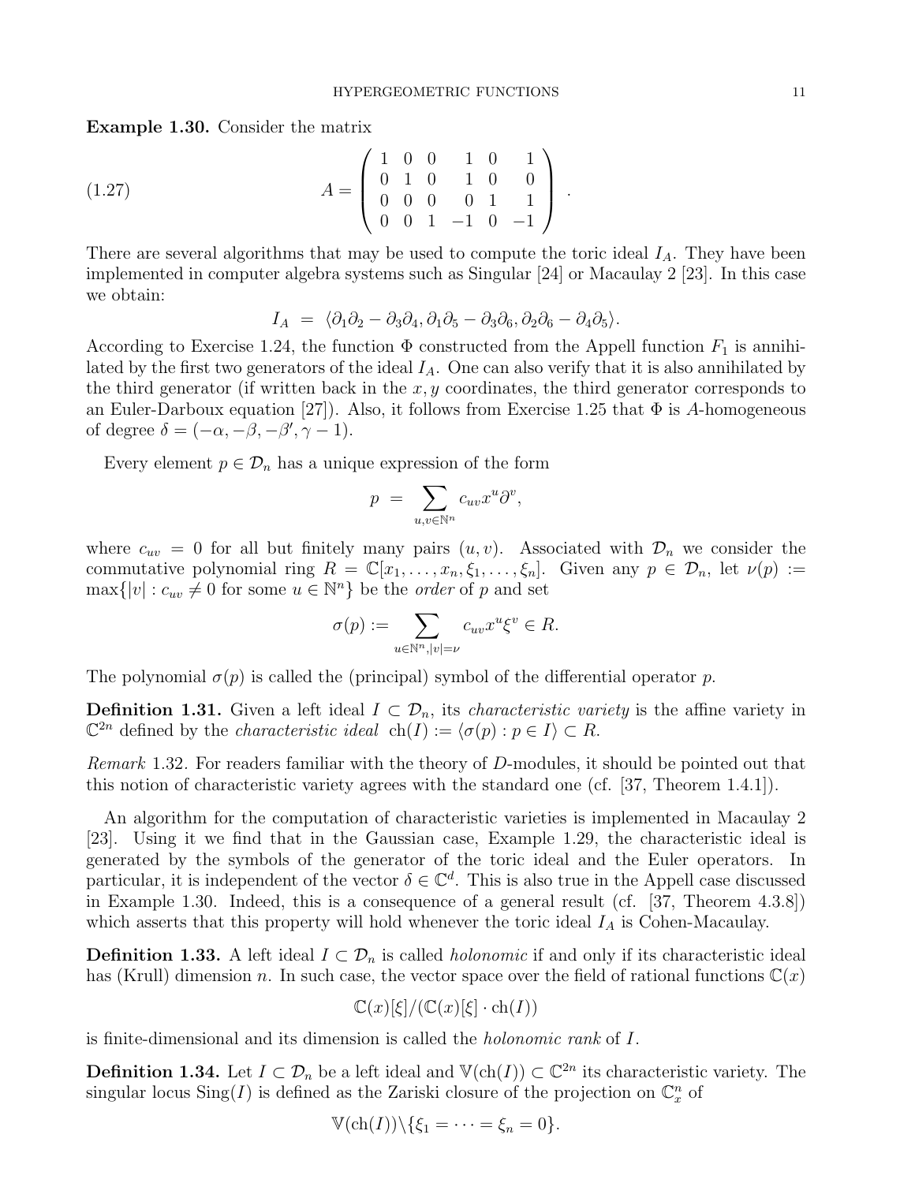**Example 1.30.** Consider the matrix

$$A = \begin{pmatrix} 1 & 0 & 0 & 1 & 0 & 1 \\ 0 & 1 & 0 & 1 & 0 & 0 \\ 0 & 0 & 0 & 0 & 1 & 1 \\ 0 & 0 & 1 & -1 & 0 & -1 \end{pmatrix}. \tag{1.27}$$

There are several algorithms that may be used to compute the toric ideal $I_A$. They have been implemented in computer algebra systems such as Singular [24] or Macaulay 2 [23]. In this case we obtain:

$$I_A = \langle \partial_1\partial_2 - \partial_3\partial_4, \partial_1\partial_5 - \partial_3\partial_6, \partial_2\partial_6 - \partial_4\partial_5 \rangle.$$

According to Exercise 1.24, the function $\Phi$ constructed from the Appell function $F_1$ is annihilated by the first two generators of the ideal $I_A$. One can also verify that it is also annihilated by the third generator (if written back in the $x, y$ coordinates, the third generator corresponds to an Euler-Darboux equation [27]). Also, it follows from Exercise 1.25 that $\Phi$ is $A$-homogeneous of degree $\delta = (-\alpha, -\beta, -\beta', \gamma - 1)$.

Every element $p \in \mathcal{D}_n$ has a unique expression of the form

$$p = \sum_{u,v \in \mathbb{N}^n} c_{uv} x^u \partial^v,$$

where $c_{uv} = 0$ for all but finitely many pairs $(u, v)$. Associated with $\mathcal{D}_n$ we consider the commutative polynomial ring $R = \mathbb{C}[x_1, \ldots, x_n, \xi_1, \ldots, \xi_n]$. Given any $p \in \mathcal{D}_n$, let $\nu(p) := \max\{|v| : c_{uv} \neq 0 \text{ for some } u \in \mathbb{N}^n\}$ be the *order* of $p$ and set

$$\sigma(p) := \sum_{u \in \mathbb{N}^n, |v| = \nu} c_{uv} x^u \xi^v \in R.$$

The polynomial $\sigma(p)$ is called the (principal) symbol of the differential operator $p$.

**Definition 1.31.** Given a left ideal $I \subset \mathcal{D}_n$, its *characteristic variety* is the affine variety in $\mathbb{C}^{2n}$ defined by the *characteristic ideal* $\operatorname{ch}(I) := \langle \sigma(p) : p \in I \rangle \subset R$.

*Remark* 1.32. For readers familiar with the theory of $D$-modules, it should be pointed out that this notion of characteristic variety agrees with the standard one (cf. [37, Theorem 1.4.1]).

An algorithm for the computation of characteristic varieties is implemented in Macaulay 2 [23]. Using it we find that in the Gaussian case, Example 1.29, the characteristic ideal is generated by the symbols of the generator of the toric ideal and the Euler operators. In particular, it is independent of the vector $\delta \in \mathbb{C}^d$. This is also true in the Appell case discussed in Example 1.30. Indeed, this is a consequence of a general result (cf. [37, Theorem 4.3.8]) which asserts that this property will hold whenever the toric ideal $I_A$ is Cohen-Macaulay.

**Definition 1.33.** A left ideal $I \subset \mathcal{D}_n$ is called *holonomic* if and only if its characteristic ideal has (Krull) dimension $n$. In such case, the vector space over the field of rational functions $\mathbb{C}(x)$

$$\mathbb{C}(x)[\xi]/(\mathbb{C}(x)[\xi] \cdot \operatorname{ch}(I))$$

is finite-dimensional and its dimension is called the *holonomic rank* of $I$.

**Definition 1.34.** Let $I \subset \mathcal{D}_n$ be a left ideal and $\mathbb{V}(\operatorname{ch}(I)) \subset \mathbb{C}^{2n}$ its characteristic variety. The singular locus $\operatorname{Sing}(I)$ is defined as the Zariski closure of the projection on $\mathbb{C}^n_x$ of

$$\mathbb{V}(\operatorname{ch}(I)) \setminus \{\xi_1 = \cdots = \xi_n = 0\}.$$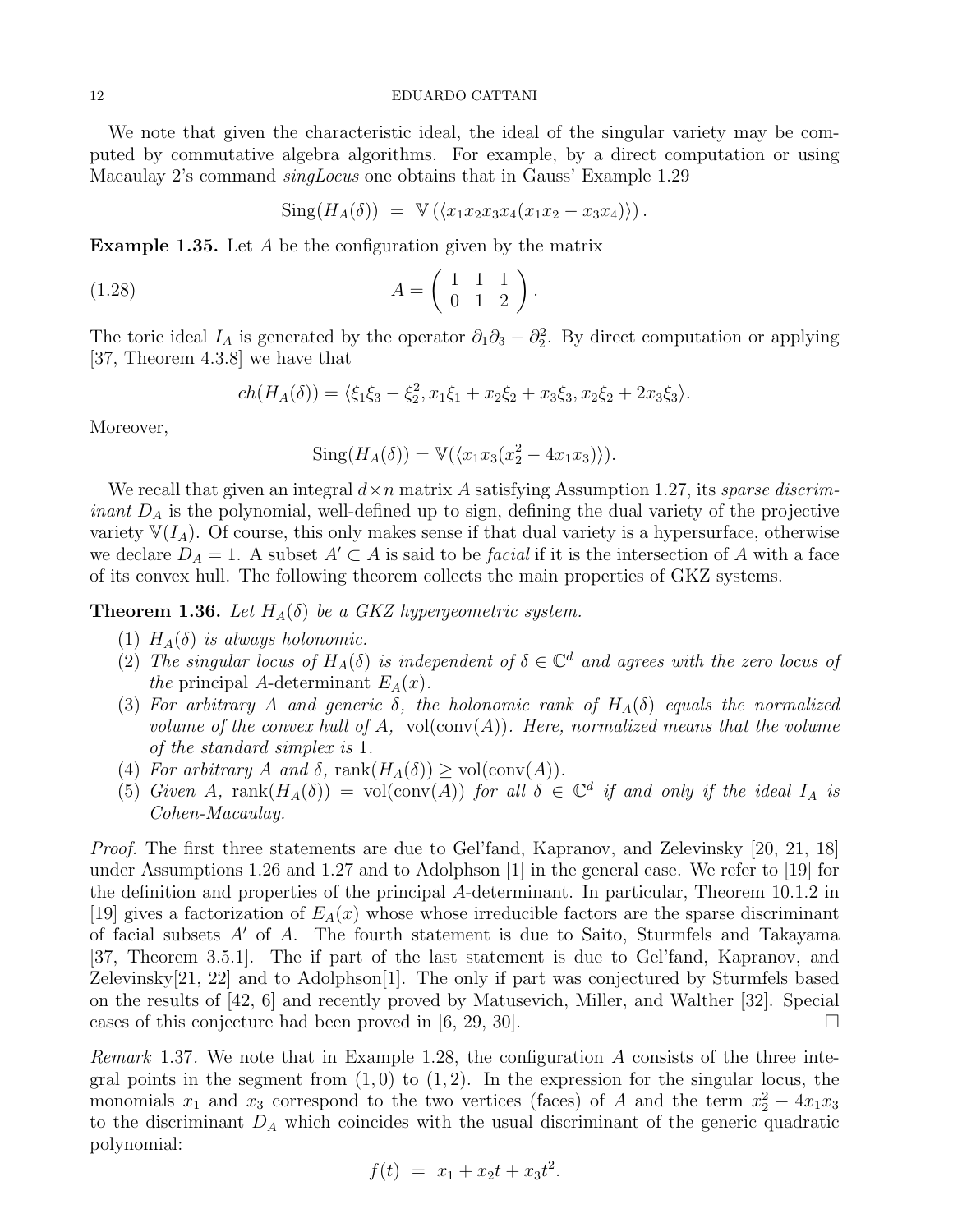We note that given the characteristic ideal, the ideal of the singular variety may be computed by commutative algebra algorithms. For example, by a direct computation or using Macaulay 2's command *singLocus* one obtains that in Gauss' Example 1.29

$$\mathrm{Sing}(H_A(\delta)) \;=\; \mathbb{V}\left(\langle x_1x_2x_3x_4(x_1x_2 - x_3x_4)\rangle\right).$$

**Example 1.35.** Let $A$ be the configuration given by the matrix

$$A = \begin{pmatrix} 1 & 1 & 1 \\ 0 & 1 & 2 \end{pmatrix}. \tag{1.28}$$

The toric ideal $I_A$ is generated by the operator $\partial_1\partial_3 - \partial_2^2$. By direct computation or applying [37, Theorem 4.3.8] we have that

$$ch(H_A(\delta)) = \langle \xi_1\xi_3 - \xi_2^2, x_1\xi_1 + x_2\xi_2 + x_3\xi_3, x_2\xi_2 + 2x_3\xi_3\rangle.$$

Moreover,

$$\mathrm{Sing}(H_A(\delta)) = \mathbb{V}(\langle x_1x_3(x_2^2 - 4x_1x_3)\rangle).$$

We recall that given an integral $d\times n$ matrix $A$ satisfying Assumption 1.27, its *sparse discriminant* $D_A$ is the polynomial, well-defined up to sign, defining the dual variety of the projective variety $\mathbb{V}(I_A)$. Of course, this only makes sense if that dual variety is a hypersurface, otherwise we declare $D_A = 1$. A subset $A' \subset A$ is said to be *facial* if it is the intersection of $A$ with a face of its convex hull. The following theorem collects the main properties of GKZ systems.

**Theorem 1.36.** *Let $H_A(\delta)$ be a GKZ hypergeometric system.*

1. *$H_A(\delta)$ is always holonomic.*
2. *The singular locus of $H_A(\delta)$ is independent of $\delta \in \mathbb{C}^d$ and agrees with the zero locus of the* principal $A$-determinant *$E_A(x)$.*
3. *For arbitrary $A$ and generic $\delta$, the holonomic rank of $H_A(\delta)$ equals the normalized volume of the convex hull of $A$, $\mathrm{vol}(\mathrm{conv}(A))$. Here, normalized means that the volume of the standard simplex is 1.*
4. *For arbitrary $A$ and $\delta$, $\mathrm{rank}(H_A(\delta)) \geq \mathrm{vol}(\mathrm{conv}(A))$.*
5. *Given $A$, $\mathrm{rank}(H_A(\delta)) = \mathrm{vol}(\mathrm{conv}(A))$ for all $\delta \in \mathbb{C}^d$ if and only if the ideal $I_A$ is Cohen-Macaulay.*

*Proof.* The first three statements are due to Gel'fand, Kapranov, and Zelevinsky [20, 21, 18] under Assumptions 1.26 and 1.27 and to Adolphson [1] in the general case. We refer to [19] for the definition and properties of the principal $A$-determinant. In particular, Theorem 10.1.2 in [19] gives a factorization of $E_A(x)$ whose whose irreducible factors are the sparse discriminant of facial subsets $A'$ of $A$. The fourth statement is due to Saito, Sturmfels and Takayama [37, Theorem 3.5.1]. The if part of the last statement is due to Gel'fand, Kapranov, and Zelevinsky[21, 22] and to Adolphson[1]. The only if part was conjectured by Sturmfels based on the results of [42, 6] and recently proved by Matusevich, Miller, and Walther [32]. Special cases of this conjecture had been proved in [6, 29, 30]. □

*Remark* 1.37. We note that in Example 1.28, the configuration $A$ consists of the three integral points in the segment from $(1, 0)$ to $(1, 2)$. In the expression for the singular locus, the monomials $x_1$ and $x_3$ correspond to the two vertices (faces) of $A$ and the term $x_2^2 - 4x_1x_3$ to the discriminant $D_A$ which coincides with the usual discriminant of the generic quadratic polynomial:

$$f(t) \;=\; x_1 + x_2t + x_3t^2.$$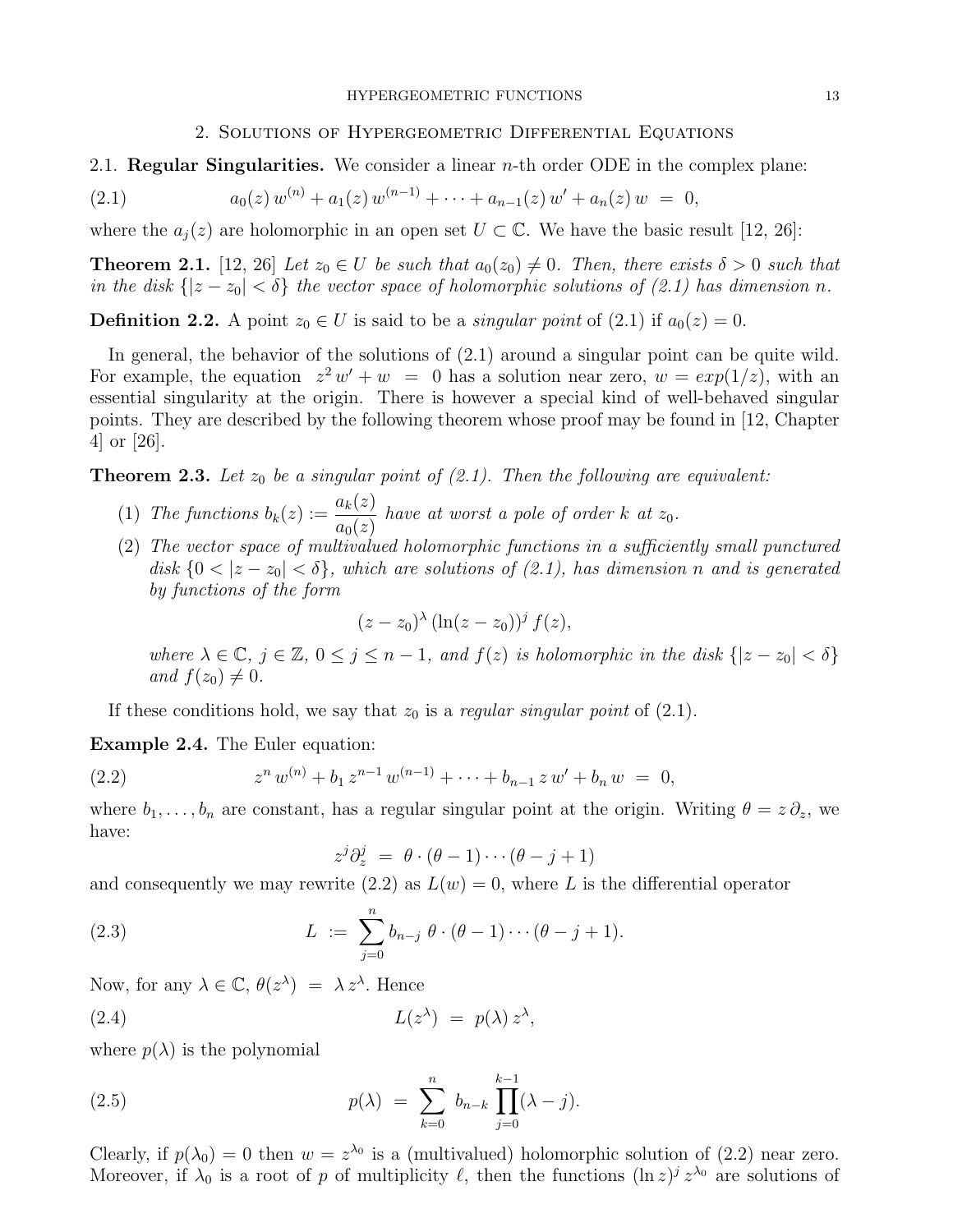## 2. Solutions of Hypergeometric Differential Equations

### 2.1. Regular Singularities.

We consider a linear $n$-th order ODE in the complex plane:

$$a_0(z)\, w^{(n)} + a_1(z)\, w^{(n-1)} + \cdots + a_{n-1}(z)\, w' + a_n(z)\, w \;=\; 0, \tag{2.1}$$

where the $a_j(z)$ are holomorphic in an open set $U \subset \mathbb{C}$. We have the basic result [12, 26]:

**Theorem 2.1.** [12, 26] *Let $z_0 \in U$ be such that $a_0(z_0) \neq 0$. Then, there exists $\delta > 0$ such that in the disk $\{|z - z_0| < \delta\}$ the vector space of holomorphic solutions of (2.1) has dimension $n$.*

**Definition 2.2.** A point $z_0 \in U$ is said to be a *singular point* of (2.1) if $a_0(z) = 0$.

In general, the behavior of the solutions of (2.1) around a singular point can be quite wild. For example, the equation $z^2\, w' + w \;=\; 0$ has a solution near zero, $w = exp(1/z)$, with an essential singularity at the origin. There is however a special kind of well-behaved singular points. They are described by the following theorem whose proof may be found in [12, Chapter 4] or [26].

**Theorem 2.3.** *Let $z_0$ be a singular point of (2.1). Then the following are equivalent:*

1. *The functions $b_k(z) := \dfrac{a_k(z)}{a_0(z)}$ have at worst a pole of order $k$ at $z_0$.*
2. *The vector space of multivalued holomorphic functions in a sufficiently small punctured disk $\{0 < |z - z_0| < \delta\}$, which are solutions of (2.1), has dimension $n$ and is generated by functions of the form*

$$(z - z_0)^{\lambda}\, (\ln(z - z_0))^j\, f(z),$$

*where $\lambda \in \mathbb{C}$, $j \in \mathbb{Z}$, $0 \leq j \leq n-1$, and $f(z)$ is holomorphic in the disk $\{|z - z_0| < \delta\}$ and $f(z_0) \neq 0$.*

If these conditions hold, we say that $z_0$ is a *regular singular point* of (2.1).

**Example 2.4.** The Euler equation:

$$z^n\, w^{(n)} + b_1\, z^{n-1}\, w^{(n-1)} + \cdots + b_{n-1}\, z\, w' + b_n\, w \;=\; 0, \tag{2.2}$$

where $b_1, \ldots, b_n$ are constant, has a regular singular point at the origin. Writing $\theta = z\,\partial_z$, we have:

$$z^j \partial_z^j \;=\; \theta \cdot (\theta - 1) \cdots (\theta - j + 1)$$

and consequently we may rewrite (2.2) as $L(w) = 0$, where $L$ is the differential operator

$$L \;:=\; \sum_{j=0}^{n} b_{n-j}\; \theta \cdot (\theta - 1) \cdots (\theta - j + 1). \tag{2.3}$$

Now, for any $\lambda \in \mathbb{C}$, $\theta(z^{\lambda}) \;=\; \lambda\, z^{\lambda}$. Hence

$$L(z^{\lambda}) \;=\; p(\lambda)\, z^{\lambda}, \tag{2.4}$$

where $p(\lambda)$ is the polynomial

$$p(\lambda) \;=\; \sum_{k=0}^{n}\; b_{n-k} \prod_{j=0}^{k-1} (\lambda - j). \tag{2.5}$$

Clearly, if $p(\lambda_0) = 0$ then $w = z^{\lambda_0}$ is a (multivalued) holomorphic solution of (2.2) near zero. Moreover, if $\lambda_0$ is a root of $p$ of multiplicity $\ell$, then the functions $(\ln z)^j\, z^{\lambda_0}$ are solutions of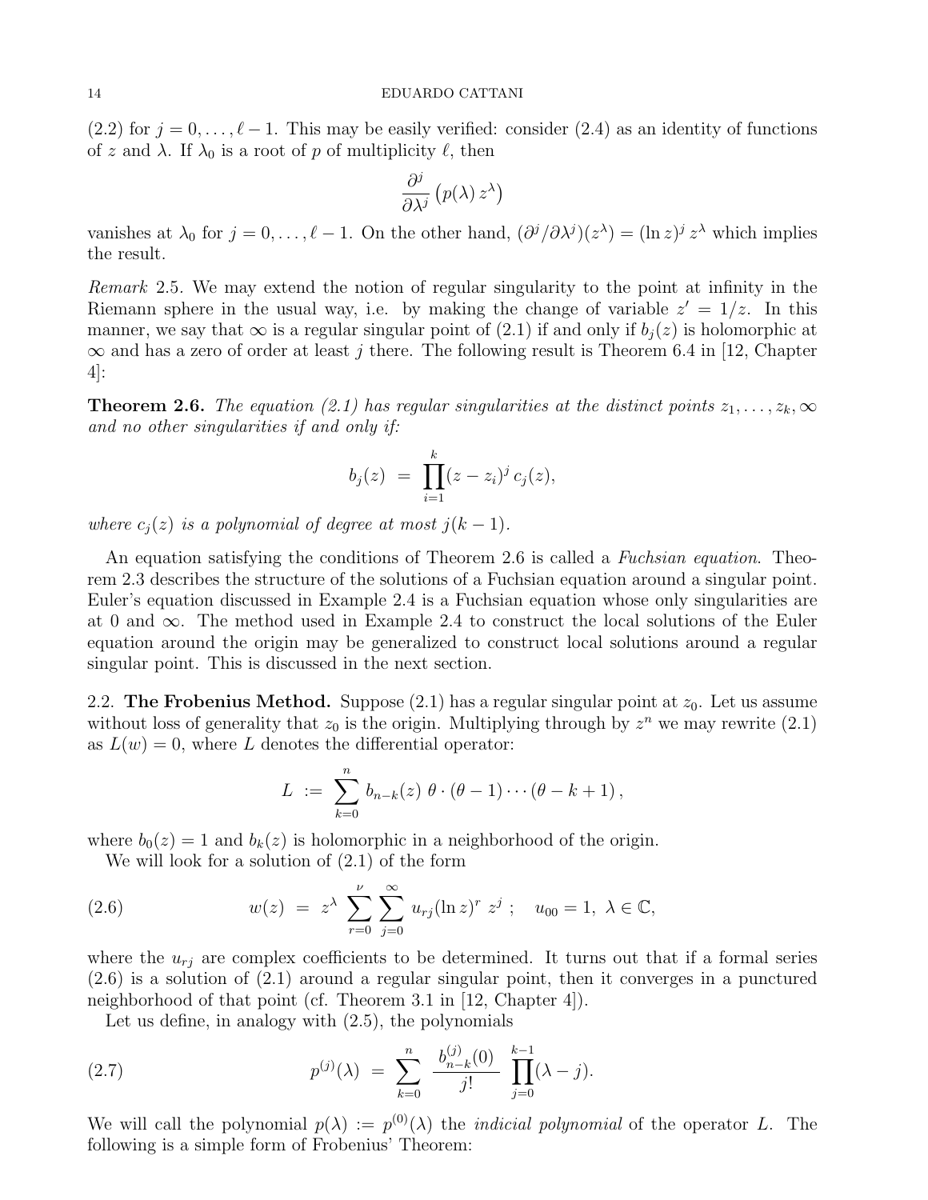(2.2) for $j = 0, \ldots, \ell - 1$. This may be easily verified: consider (2.4) as an identity of functions of $z$ and $\lambda$. If $\lambda_0$ is a root of $p$ of multiplicity $\ell$, then

$$\frac{\partial^j}{\partial \lambda^j}\left(p(\lambda)\, z^\lambda\right)$$

vanishes at $\lambda_0$ for $j = 0, \ldots, \ell - 1$. On the other hand, $(\partial^j/\partial\lambda^j)(z^\lambda) = (\ln z)^j\, z^\lambda$ which implies the result.

*Remark* 2.5. We may extend the notion of regular singularity to the point at infinity in the Riemann sphere in the usual way, i.e. by making the change of variable $z' = 1/z$. In this manner, we say that $\infty$ is a regular singular point of (2.1) if and only if $b_j(z)$ is holomorphic at $\infty$ and has a zero of order at least $j$ there. The following result is Theorem 6.4 in [12, Chapter 4]:

**Theorem 2.6.** *The equation (2.1) has regular singularities at the distinct points $z_1, \ldots, z_k, \infty$ and no other singularities if and only if:*

$$b_j(z) \;=\; \prod_{i=1}^{k} (z - z_i)^j\, c_j(z),$$

*where $c_j(z)$ is a polynomial of degree at most $j(k-1)$.*

An equation satisfying the conditions of Theorem 2.6 is called a *Fuchsian equation*. Theorem 2.3 describes the structure of the solutions of a Fuchsian equation around a singular point. Euler's equation discussed in Example 2.4 is a Fuchsian equation whose only singularities are at 0 and $\infty$. The method used in Example 2.4 to construct the local solutions of the Euler equation around the origin may be generalized to construct local solutions around a regular singular point. This is discussed in the next section.

2.2. **The Frobenius Method.** Suppose (2.1) has a regular singular point at $z_0$. Let us assume without loss of generality that $z_0$ is the origin. Multiplying through by $z^n$ we may rewrite (2.1) as $L(w) = 0$, where $L$ denotes the differential operator:

$$L \;:=\; \sum_{k=0}^{n} b_{n-k}(z)\; \theta \cdot (\theta - 1) \cdots (\theta - k + 1)\,,$$

where $b_0(z) = 1$ and $b_k(z)$ is holomorphic in a neighborhood of the origin.

We will look for a solution of (2.1) of the form

$$w(z) \;=\; z^\lambda \sum_{r=0}^{\nu} \sum_{j=0}^{\infty} u_{rj} (\ln z)^r\, z^j\;; \quad u_{00} = 1,\ \lambda \in \mathbb{C}, \tag{2.6}$$

where the $u_{rj}$ are complex coefficients to be determined. It turns out that if a formal series (2.6) is a solution of (2.1) around a regular singular point, then it converges in a punctured neighborhood of that point (cf. Theorem 3.1 in [12, Chapter 4]).

Let us define, in analogy with (2.5), the polynomials

$$p^{(j)}(\lambda) \;=\; \sum_{k=0}^{n} \frac{b_{n-k}^{(j)}(0)}{j!} \prod_{j=0}^{k-1} (\lambda - j). \tag{2.7}$$

We will call the polynomial $p(\lambda) := p^{(0)}(\lambda)$ the *indicial polynomial* of the operator $L$. The following is a simple form of Frobenius' Theorem: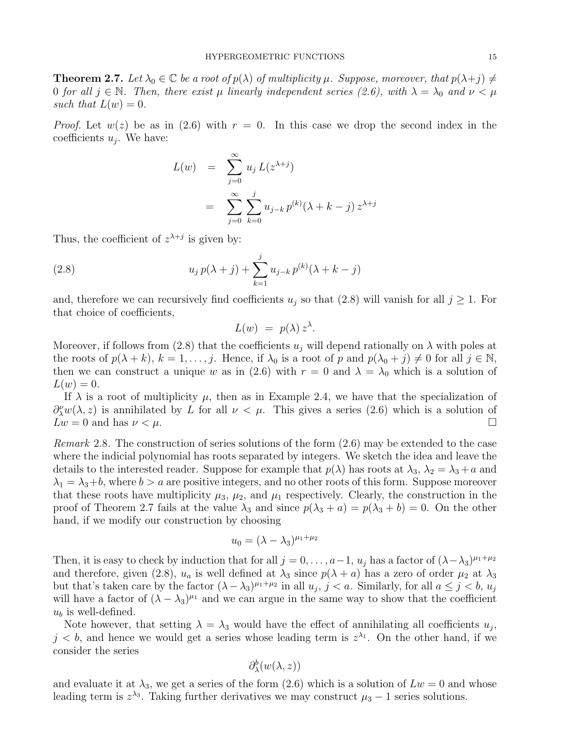**Theorem 2.7.** *Let $\lambda_0 \in \mathbb{C}$ be a root of $p(\lambda)$ of multiplicity $\mu$. Suppose, moreover, that $p(\lambda+j) \neq 0$ for all $j \in \mathbb{N}$. Then, there exist $\mu$ linearly independent series (2.6), with $\lambda = \lambda_0$ and $\nu < \mu$ such that $L(w) = 0$.*

*Proof.* Let $w(z)$ be as in (2.6) with $r = 0$. In this case we drop the second index in the coefficients $u_j$. We have:

$$
\begin{aligned}
L(w) &= \sum_{j=0}^{\infty} u_j \, L(z^{\lambda+j}) \\
&= \sum_{j=0}^{\infty} \sum_{k=0}^{j} u_{j-k} \, p^{(k)}(\lambda + k - j) \, z^{\lambda+j}
\end{aligned}
$$

Thus, the coefficient of $z^{\lambda+j}$ is given by:

$$
u_j \, p(\lambda + j) + \sum_{k=1}^{j} u_{j-k} \, p^{(k)}(\lambda + k - j) \tag{2.8}
$$

and, therefore we can recursively find coefficients $u_j$ so that (2.8) will vanish for all $j \geq 1$. For that choice of coefficients,

$$
L(w) \;=\; p(\lambda) \, z^{\lambda}.
$$

Moreover, if follows from (2.8) that the coefficients $u_j$ will depend rationally on $\lambda$ with poles at the roots of $p(\lambda + k)$, $k = 1, \ldots, j$. Hence, if $\lambda_0$ is a root of $p$ and $p(\lambda_0 + j) \neq 0$ for all $j \in \mathbb{N}$, then we can construct a unique $w$ as in (2.6) with $r = 0$ and $\lambda = \lambda_0$ which is a solution of $L(w) = 0$.

If $\lambda$ is a root of multiplicity $\mu$, then as in Example 2.4, we have that the specialization of $\partial_\lambda^\nu w(\lambda, z)$ is annihilated by $L$ for all $\nu < \mu$. This gives a series (2.6) which is a solution of $Lw = 0$ and has $\nu < \mu$. $\square$

*Remark* 2.8. The construction of series solutions of the form (2.6) may be extended to the case where the indicial polynomial has roots separated by integers. We sketch the idea and leave the details to the interested reader. Suppose for example that $p(\lambda)$ has roots at $\lambda_3$, $\lambda_2 = \lambda_3 + a$ and $\lambda_1 = \lambda_3 + b$, where $b > a$ are positive integers, and no other roots of this form. Suppose moreover that these roots have multiplicity $\mu_3$, $\mu_2$, and $\mu_1$ respectively. Clearly, the construction in the proof of Theorem 2.7 fails at the value $\lambda_3$ and since $p(\lambda_3 + a) = p(\lambda_3 + b) = 0$. On the other hand, if we modify our construction by choosing

$$
u_0 = (\lambda - \lambda_3)^{\mu_1 + \mu_2}
$$

Then, it is easy to check by induction that for all $j = 0, \ldots, a-1$, $u_j$ has a factor of $(\lambda - \lambda_3)^{\mu_1 + \mu_2}$ and therefore, given (2.8), $u_a$ is well defined at $\lambda_3$ since $p(\lambda + a)$ has a zero of order $\mu_2$ at $\lambda_3$ but that's taken care by the factor $(\lambda - \lambda_3)^{\mu_1 + \mu_2}$ in all $u_j$, $j < a$. Similarly, for all $a \leq j < b$, $u_j$ will have a factor of $(\lambda - \lambda_3)^{\mu_1}$ and we can argue in the same way to show that the coefficient $u_b$ is well-defined.

Note however, that setting $\lambda = \lambda_3$ would have the effect of annihilating all coefficients $u_j$, $j < b$, and hence we would get a series whose leading term is $z^{\lambda_1}$. On the other hand, if we consider the series

$$
\partial_\lambda^b (w(\lambda, z))
$$

and evaluate it at $\lambda_3$, we get a series of the form (2.6) which is a solution of $Lw = 0$ and whose leading term is $z^{\lambda_3}$. Taking further derivatives we may construct $\mu_3 - 1$ series solutions.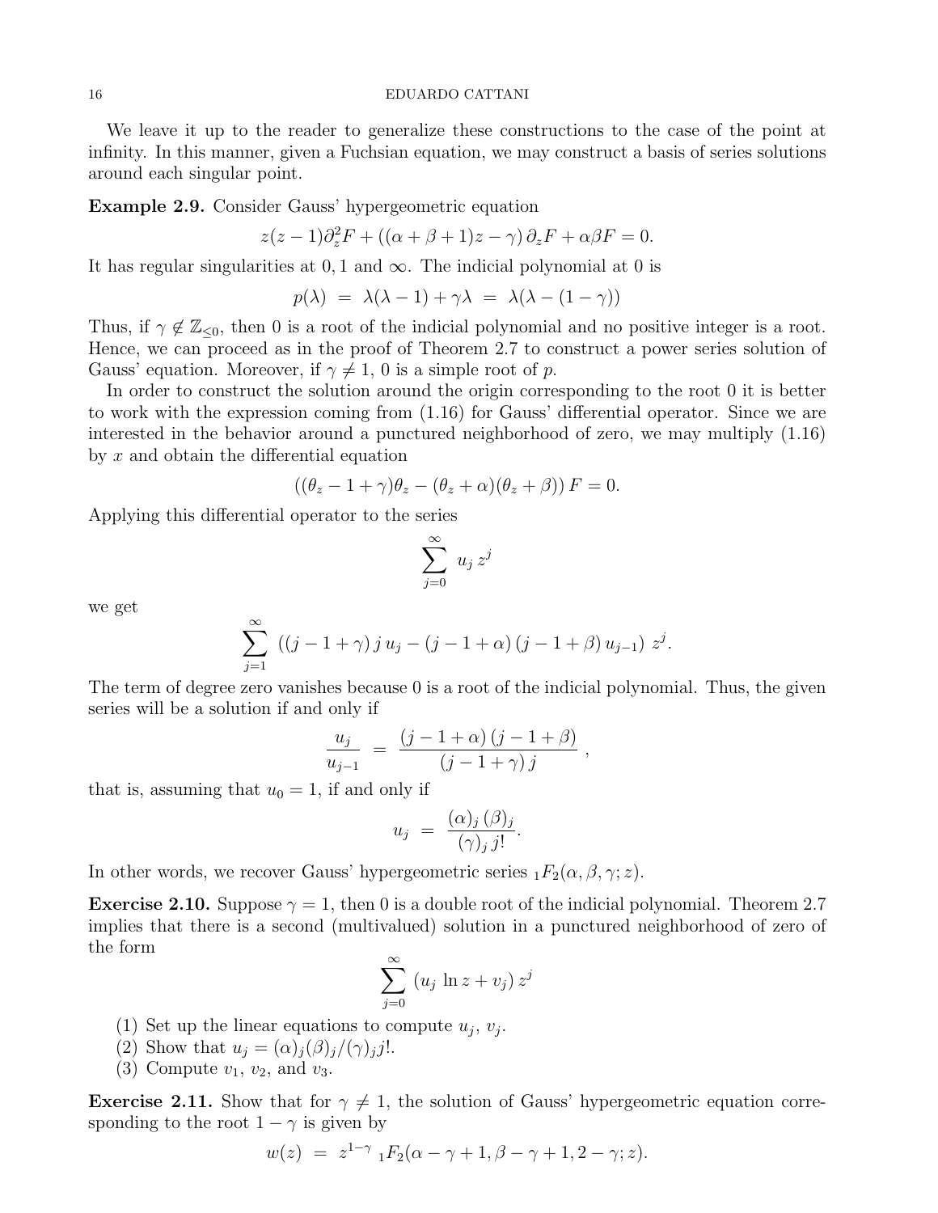We leave it up to the reader to generalize these constructions to the case of the point at infinity. In this manner, given a Fuchsian equation, we may construct a basis of series solutions around each singular point.

**Example 2.9.** Consider Gauss' hypergeometric equation

$$z(z-1)\partial_z^2 F + ((\alpha+\beta+1)z - \gamma)\,\partial_z F + \alpha\beta F = 0.$$

It has regular singularities at $0, 1$ and $\infty$. The indicial polynomial at 0 is

$$p(\lambda) \;=\; \lambda(\lambda-1) + \gamma\lambda \;=\; \lambda(\lambda - (1-\gamma))$$

Thus, if $\gamma \notin \mathbb{Z}_{\leq 0}$, then 0 is a root of the indicial polynomial and no positive integer is a root. Hence, we can proceed as in the proof of Theorem 2.7 to construct a power series solution of Gauss' equation. Moreover, if $\gamma \neq 1$, 0 is a simple root of $p$.

In order to construct the solution around the origin corresponding to the root 0 it is better to work with the expression coming from (1.16) for Gauss' differential operator. Since we are interested in the behavior around a punctured neighborhood of zero, we may multiply (1.16) by $x$ and obtain the differential equation

$$((\theta_z - 1 + \gamma)\theta_z - (\theta_z + \alpha)(\theta_z + \beta))\, F = 0.$$

Applying this differential operator to the series

$$\sum_{j=0}^{\infty} \; u_j \, z^j$$

we get

$$\sum_{j=1}^{\infty} \; \left((j-1+\gamma)\, j\, u_j - (j-1+\alpha)\,(j-1+\beta)\, u_{j-1}\right)\, z^j.$$

The term of degree zero vanishes because 0 is a root of the indicial polynomial. Thus, the given series will be a solution if and only if

$$\frac{u_j}{u_{j-1}} \;=\; \frac{(j-1+\alpha)\,(j-1+\beta)}{(j-1+\gamma)\, j}\;,$$

that is, assuming that $u_0 = 1$, if and only if

$$u_j \;=\; \frac{(\alpha)_j\,(\beta)_j}{(\gamma)_j\, j!}.$$

In other words, we recover Gauss' hypergeometric series ${}_1F_2(\alpha, \beta, \gamma; z)$.

**Exercise 2.10.** Suppose $\gamma = 1$, then 0 is a double root of the indicial polynomial. Theorem 2.7 implies that there is a second (multivalued) solution in a punctured neighborhood of zero of the form

$$\sum_{j=0}^{\infty} \left(u_j \, \ln z + v_j\right) z^j$$

(1) Set up the linear equations to compute $u_j$, $v_j$.
(2) Show that $u_j = (\alpha)_j(\beta)_j/(\gamma)_j j!$.
(3) Compute $v_1$, $v_2$, and $v_3$.

**Exercise 2.11.** Show that for $\gamma \neq 1$, the solution of Gauss' hypergeometric equation corresponding to the root $1-\gamma$ is given by

$$w(z) \;=\; z^{1-\gamma}\; {}_1F_2(\alpha - \gamma + 1, \beta - \gamma + 1, 2 - \gamma; z).$$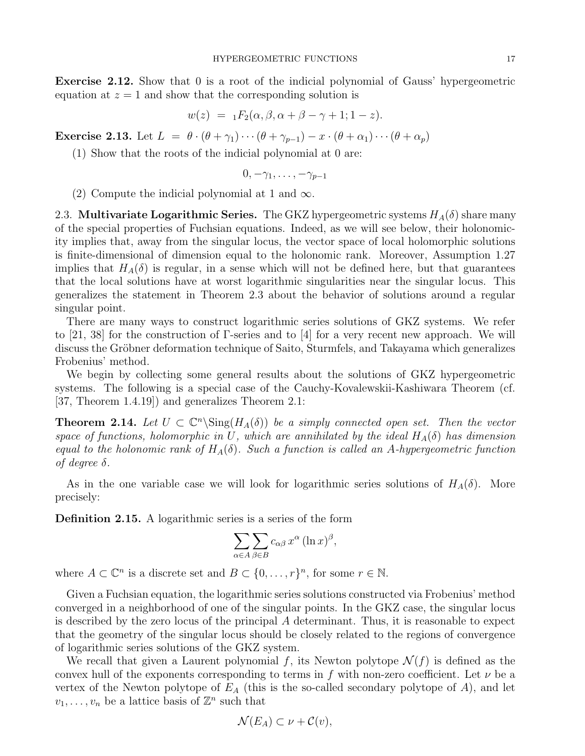**Exercise 2.12.** Show that 0 is a root of the indicial polynomial of Gauss' hypergeometric equation at $z = 1$ and show that the corresponding solution is

$$w(z) \;=\; {}_1F_2(\alpha, \beta, \alpha+\beta-\gamma+1; 1-z).$$

**Exercise 2.13.** Let $L \;=\; \theta \cdot (\theta+\gamma_1)\cdots(\theta+\gamma_{p-1}) - x\cdot(\theta+\alpha_1)\cdots(\theta+\alpha_p)$

(1) Show that the roots of the indicial polynomial at 0 are:

$$0, -\gamma_1, \ldots, -\gamma_{p-1}$$

(2) Compute the indicial polynomial at 1 and $\infty$.

2.3. **Multivariate Logarithmic Series.** The GKZ hypergeometric systems $H_A(\delta)$ share many of the special properties of Fuchsian equations. Indeed, as we will see below, their holonomicity implies that, away from the singular locus, the vector space of local holomorphic solutions is finite-dimensional of dimension equal to the holonomic rank. Moreover, Assumption 1.27 implies that $H_A(\delta)$ is regular, in a sense which will not be defined here, but that guarantees that the local solutions have at worst logarithmic singularities near the singular locus. This generalizes the statement in Theorem 2.3 about the behavior of solutions around a regular singular point.

There are many ways to construct logarithmic series solutions of GKZ systems. We refer to [21, 38] for the construction of Γ-series and to [4] for a very recent new approach. We will discuss the Gröbner deformation technique of Saito, Sturmfels, and Takayama which generalizes Frobenius' method.

We begin by collecting some general results about the solutions of GKZ hypergeometric systems. The following is a special case of the Cauchy-Kovalewskii-Kashiwara Theorem (cf. [37, Theorem 1.4.19]) and generalizes Theorem 2.1:

**Theorem 2.14.** *Let $U \subset \mathbb{C}^n\backslash \mathrm{Sing}(H_A(\delta))$ be a simply connected open set. Then the vector space of functions, holomorphic in $U$, which are annihilated by the ideal $H_A(\delta)$ has dimension equal to the holonomic rank of $H_A(\delta)$. Such a function is called an $A$-hypergeometric function of degree $\delta$.*

As in the one variable case we will look for logarithmic series solutions of $H_A(\delta)$. More precisely:

**Definition 2.15.** A logarithmic series is a series of the form

$$\sum_{\alpha\in A}\sum_{\beta\in B} c_{\alpha\beta}\, x^{\alpha}\,(\ln x)^{\beta},$$

where $A \subset \mathbb{C}^n$ is a discrete set and $B \subset \{0,\ldots,r\}^n$, for some $r \in \mathbb{N}$.

Given a Fuchsian equation, the logarithmic series solutions constructed via Frobenius' method converged in a neighborhood of one of the singular points. In the GKZ case, the singular locus is described by the zero locus of the principal $A$ determinant. Thus, it is reasonable to expect that the geometry of the singular locus should be closely related to the regions of convergence of logarithmic series solutions of the GKZ system.

We recall that given a Laurent polynomial $f$, its Newton polytope $\mathcal{N}(f)$ is defined as the convex hull of the exponents corresponding to terms in $f$ with non-zero coefficient. Let $\nu$ be a vertex of the Newton polytope of $E_A$ (this is the so-called secondary polytope of $A$), and let $v_1,\ldots,v_n$ be a lattice basis of $\mathbb{Z}^n$ such that

$$\mathcal{N}(E_A) \subset \nu + \mathcal{C}(v),$$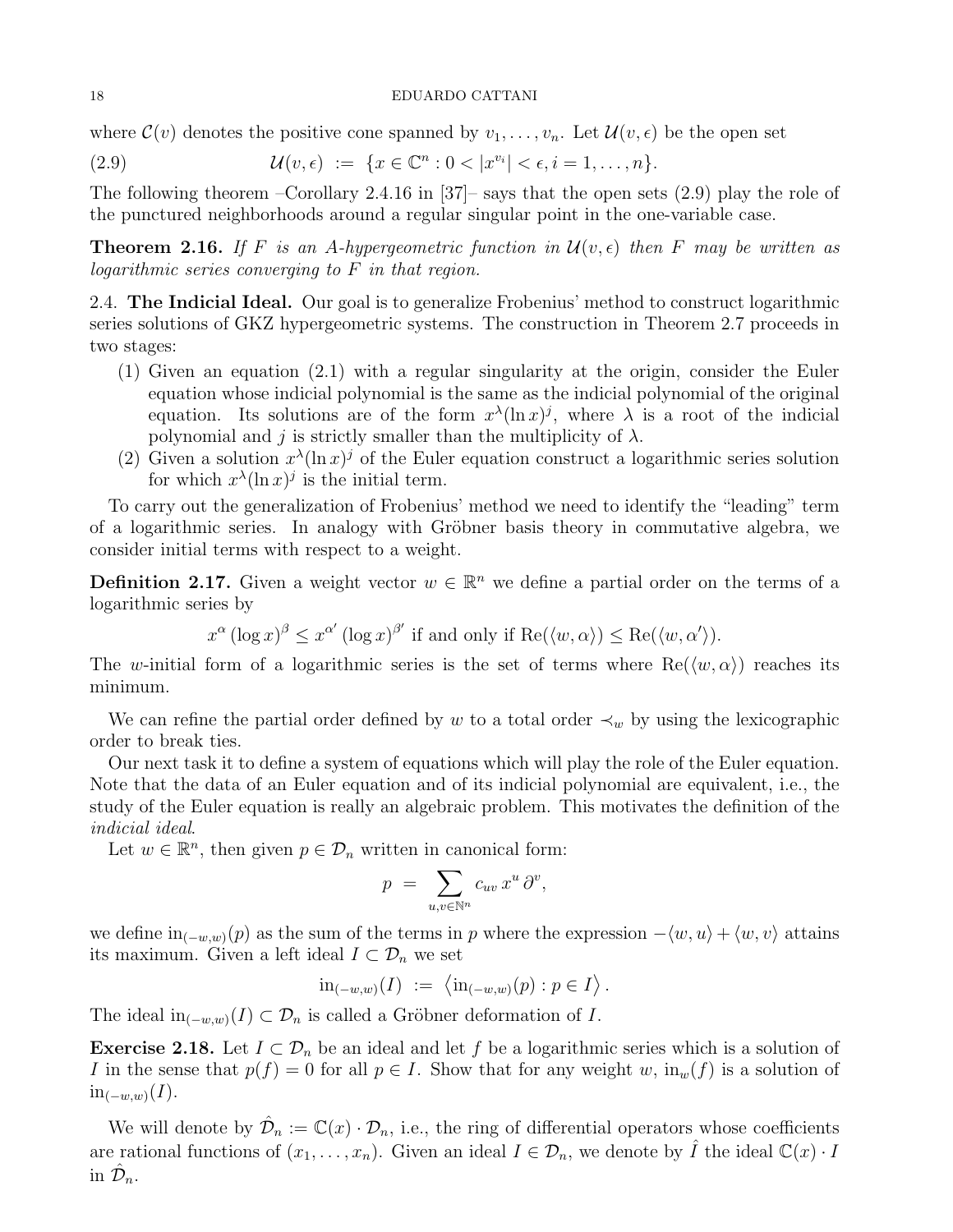where $\mathcal{C}(v)$ denotes the positive cone spanned by $v_1, \ldots, v_n$. Let $\mathcal{U}(v, \epsilon)$ be the open set

$$\mathcal{U}(v, \epsilon) \ := \ \{x \in \mathbb{C}^n : 0 < |x^{v_i}| < \epsilon, i = 1, \ldots, n\}. \tag{2.9}$$

The following theorem –Corollary 2.4.16 in [37]– says that the open sets (2.9) play the role of the punctured neighborhoods around a regular singular point in the one-variable case.

**Theorem 2.16.** *If $F$ is an $A$-hypergeometric function in $\mathcal{U}(v, \epsilon)$ then $F$ may be written as logarithmic series converging to $F$ in that region.*

## 2.4. The Indicial Ideal.

Our goal is to generalize Frobenius' method to construct logarithmic series solutions of GKZ hypergeometric systems. The construction in Theorem 2.7 proceeds in two stages:

1. Given an equation (2.1) with a regular singularity at the origin, consider the Euler equation whose indicial polynomial is the same as the indicial polynomial of the original equation. Its solutions are of the form $x^\lambda (\ln x)^j$, where $\lambda$ is a root of the indicial polynomial and $j$ is strictly smaller than the multiplicity of $\lambda$.
2. Given a solution $x^\lambda (\ln x)^j$ of the Euler equation construct a logarithmic series solution for which $x^\lambda (\ln x)^j$ is the initial term.

To carry out the generalization of Frobenius' method we need to identify the "leading" term of a logarithmic series. In analogy with Gröbner basis theory in commutative algebra, we consider initial terms with respect to a weight.

**Definition 2.17.** Given a weight vector $w \in \mathbb{R}^n$ we define a partial order on the terms of a logarithmic series by

$$x^\alpha \, (\log x)^\beta \leq x^{\alpha'} \, (\log x)^{\beta'} \text{ if and only if } \mathrm{Re}(\langle w, \alpha\rangle) \leq \mathrm{Re}(\langle w, \alpha'\rangle).$$

The $w$-initial form of a logarithmic series is the set of terms where $\mathrm{Re}(\langle w, \alpha\rangle)$ reaches its minimum.

We can refine the partial order defined by $w$ to a total order $\prec_w$ by using the lexicographic order to break ties.

Our next task it to define a system of equations which will play the role of the Euler equation. Note that the data of an Euler equation and of its indicial polynomial are equivalent, i.e., the study of the Euler equation is really an algebraic problem. This motivates the definition of the *indicial ideal*.

Let $w \in \mathbb{R}^n$, then given $p \in \mathcal{D}_n$ written in canonical form:

$$p \ = \ \sum_{u,v \in \mathbb{N}^n} c_{uv} \, x^u \, \partial^v,$$

we define $\mathrm{in}_{(-w,w)}(p)$ as the sum of the terms in $p$ where the expression $-\langle w, u\rangle + \langle w, v\rangle$ attains its maximum. Given a left ideal $I \subset \mathcal{D}_n$ we set

$$\mathrm{in}_{(-w,w)}(I) \ := \ \left\langle \mathrm{in}_{(-w,w)}(p) : p \in I \right\rangle.$$

The ideal $\mathrm{in}_{(-w,w)}(I) \subset \mathcal{D}_n$ is called a Gröbner deformation of $I$.

**Exercise 2.18.** Let $I \subset \mathcal{D}_n$ be an ideal and let $f$ be a logarithmic series which is a solution of $I$ in the sense that $p(f) = 0$ for all $p \in I$. Show that for any weight $w$, $\mathrm{in}_w(f)$ is a solution of $\mathrm{in}_{(-w,w)}(I)$.

We will denote by $\hat{\mathcal{D}}_n := \mathbb{C}(x) \cdot \mathcal{D}_n$, i.e., the ring of differential operators whose coefficients are rational functions of $(x_1, \ldots, x_n)$. Given an ideal $I \in \mathcal{D}_n$, we denote by $\hat{I}$ the ideal $\mathbb{C}(x) \cdot I$ in $\hat{\mathcal{D}}_n$.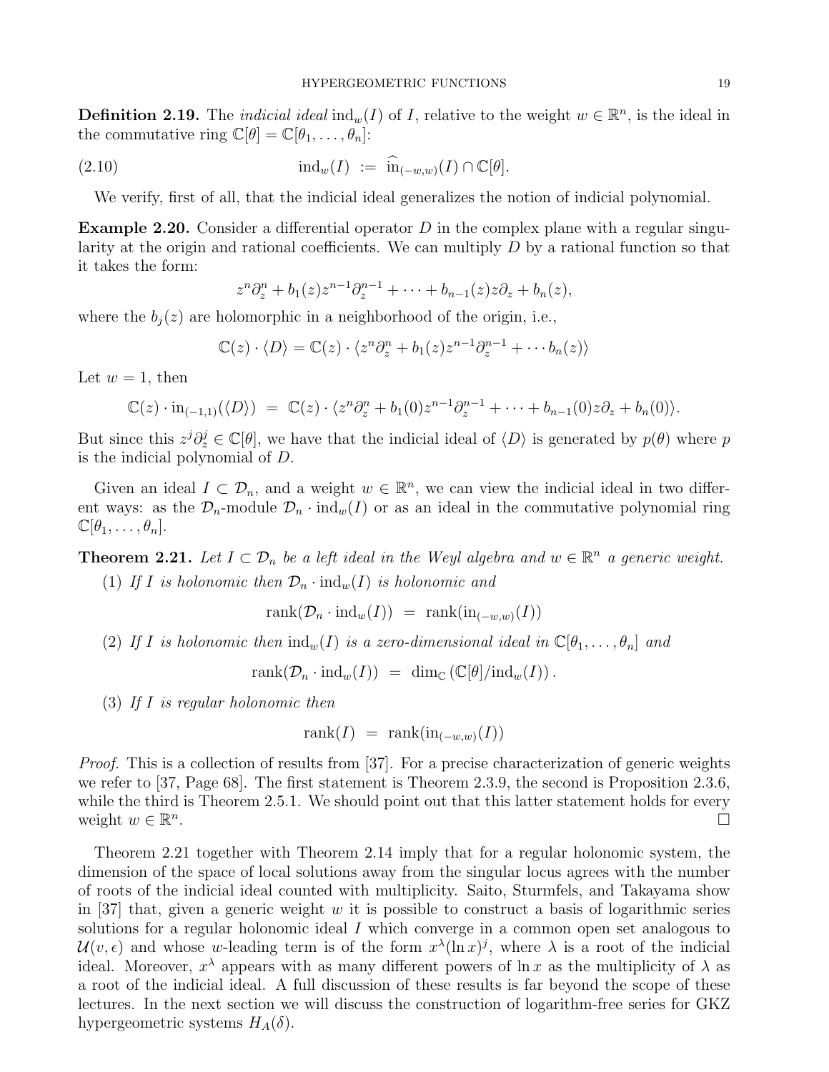**Definition 2.19.** The *indicial ideal* $\mathrm{ind}_w(I)$ of $I$, relative to the weight $w \in \mathbb{R}^n$, is the ideal in the commutative ring $\mathbb{C}[\theta] = \mathbb{C}[\theta_1, \ldots, \theta_n]$:

$$\mathrm{ind}_w(I) \;:=\; \widehat{\mathrm{in}}_{(-w,w)}(I) \cap \mathbb{C}[\theta]. \tag{2.10}$$

We verify, first of all, that the indicial ideal generalizes the notion of indicial polynomial.

**Example 2.20.** Consider a differential operator $D$ in the complex plane with a regular singularity at the origin and rational coefficients. We can multiply $D$ by a rational function so that it takes the form:

$$z^n\partial_z^n + b_1(z)z^{n-1}\partial_z^{n-1} + \cdots + b_{n-1}(z)z\partial_z + b_n(z),$$

where the $b_j(z)$ are holomorphic in a neighborhood of the origin, i.e.,

$$\mathbb{C}(z) \cdot \langle D \rangle = \mathbb{C}(z) \cdot \langle z^n\partial_z^n + b_1(z)z^{n-1}\partial_z^{n-1} + \cdots b_n(z)\rangle$$

Let $w = 1$, then

$$\mathbb{C}(z) \cdot \mathrm{in}_{(-1,1)}(\langle D \rangle) \;=\; \mathbb{C}(z) \cdot \langle z^n\partial_z^n + b_1(0)z^{n-1}\partial_z^{n-1} + \cdots + b_{n-1}(0)z\partial_z + b_n(0)\rangle.$$

But since this $z^j\partial_z^j \in \mathbb{C}[\theta]$, we have that the indicial ideal of $\langle D \rangle$ is generated by $p(\theta)$ where $p$ is the indicial polynomial of $D$.

Given an ideal $I \subset \mathcal{D}_n$, and a weight $w \in \mathbb{R}^n$, we can view the indicial ideal in two different ways: as the $\mathcal{D}_n$-module $\mathcal{D}_n \cdot \mathrm{ind}_w(I)$ or as an ideal in the commutative polynomial ring $\mathbb{C}[\theta_1, \ldots, \theta_n]$.

**Theorem 2.21.** *Let $I \subset \mathcal{D}_n$ be a left ideal in the Weyl algebra and $w \in \mathbb{R}^n$ a generic weight.*

(1) *If $I$ is holonomic then $\mathcal{D}_n \cdot \mathrm{ind}_w(I)$ is holonomic and*

$$\mathrm{rank}(\mathcal{D}_n \cdot \mathrm{ind}_w(I)) \;=\; \mathrm{rank}(\mathrm{in}_{(-w,w)}(I))$$

(2) *If $I$ is holonomic then $\mathrm{ind}_w(I)$ is a zero-dimensional ideal in $\mathbb{C}[\theta_1, \ldots, \theta_n]$ and*

$$\mathrm{rank}(\mathcal{D}_n \cdot \mathrm{ind}_w(I)) \;=\; \dim_{\mathbb{C}}\left(\mathbb{C}[\theta]/\mathrm{ind}_w(I)\right).$$

(3) *If $I$ is regular holonomic then*

$$\mathrm{rank}(I) \;=\; \mathrm{rank}(\mathrm{in}_{(-w,w)}(I))$$

*Proof.* This is a collection of results from [37]. For a precise characterization of generic weights we refer to [37, Page 68]. The first statement is Theorem 2.3.9, the second is Proposition 2.3.6, while the third is Theorem 2.5.1. We should point out that this latter statement holds for every weight $w \in \mathbb{R}^n$. □

Theorem 2.21 together with Theorem 2.14 imply that for a regular holonomic system, the dimension of the space of local solutions away from the singular locus agrees with the number of roots of the indicial ideal counted with multiplicity. Saito, Sturmfels, and Takayama show in [37] that, given a generic weight $w$ it is possible to construct a basis of logarithmic series solutions for a regular holonomic ideal $I$ which converge in a common open set analogous to $\mathcal{U}(v, \epsilon)$ and whose $w$-leading term is of the form $x^\lambda(\ln x)^j$, where $\lambda$ is a root of the indicial ideal. Moreover, $x^\lambda$ appears with as many different powers of $\ln x$ as the multiplicity of $\lambda$ as a root of the indicial ideal. A full discussion of these results is far beyond the scope of these lectures. In the next section we will discuss the construction of logarithm-free series for GKZ hypergeometric systems $H_A(\delta)$.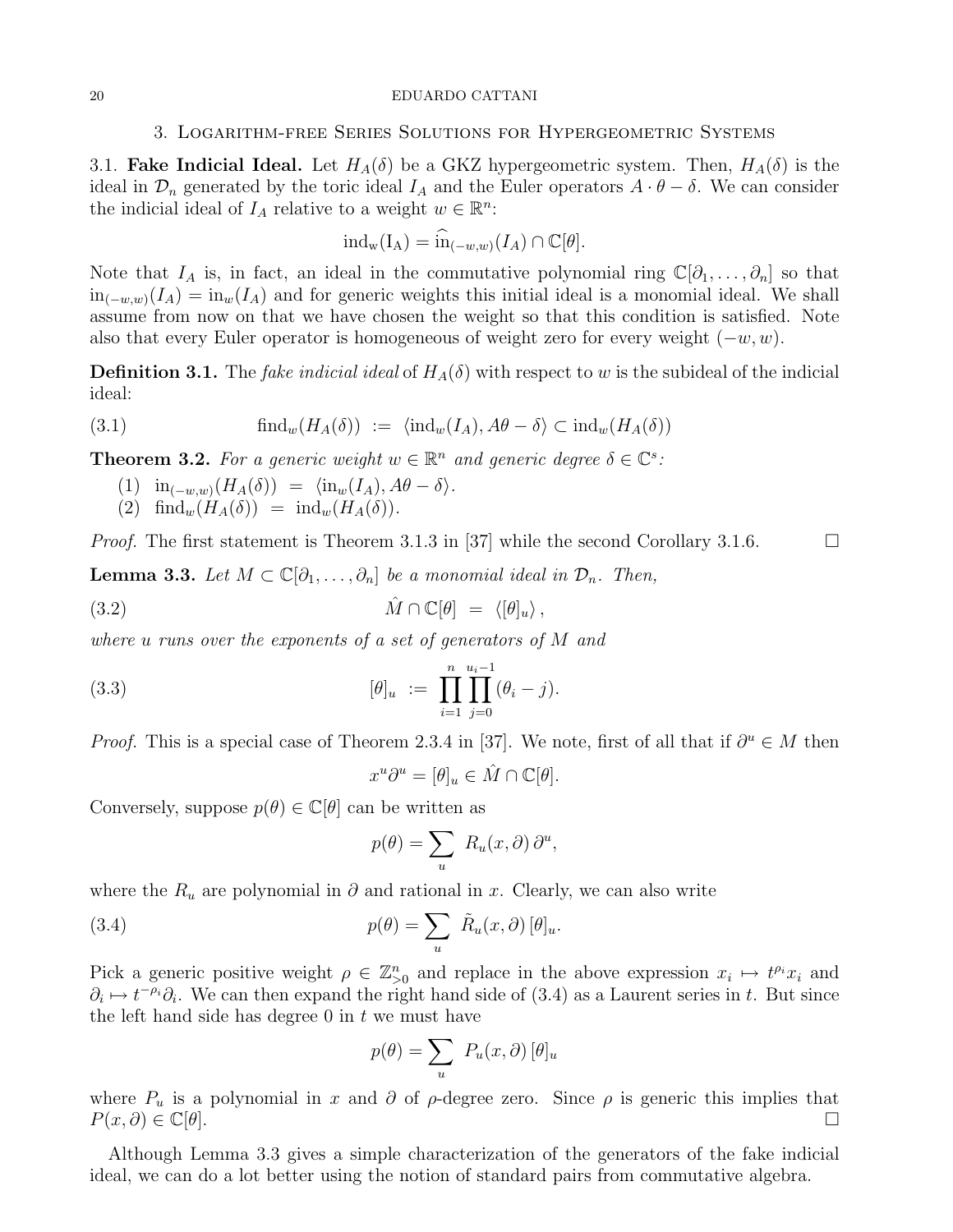## 3. Logarithm-free Series Solutions for Hypergeometric Systems

3.1. **Fake Indicial Ideal.** Let $H_A(\delta)$ be a GKZ hypergeometric system. Then, $H_A(\delta)$ is the ideal in $\mathcal{D}_n$ generated by the toric ideal $I_A$ and the Euler operators $A \cdot \theta - \delta$. We can consider the indicial ideal of $I_A$ relative to a weight $w \in \mathbb{R}^n$:

$$\mathrm{ind_w(I_A)} = \widehat{\mathrm{in}}_{(-w,w)}(I_A) \cap \mathbb{C}[\theta].$$

Note that $I_A$ is, in fact, an ideal in the commutative polynomial ring $\mathbb{C}[\partial_1, \ldots, \partial_n]$ so that $\mathrm{in}_{(-w,w)}(I_A) = \mathrm{in}_w(I_A)$ and for generic weights this initial ideal is a monomial ideal. We shall assume from now on that we have chosen the weight so that this condition is satisfied. Note also that every Euler operator is homogeneous of weight zero for every weight $(-w, w)$.

**Definition 3.1.** The *fake indicial ideal* of $H_A(\delta)$ with respect to $w$ is the subideal of the indicial ideal:

$$\mathrm{find}_w(H_A(\delta)) \ := \ \langle \mathrm{ind}_w(I_A), A\theta - \delta \rangle \subset \mathrm{ind}_w(H_A(\delta)) \tag{3.1}$$

**Theorem 3.2.** *For a generic weight $w \in \mathbb{R}^n$ and generic degree $\delta \in \mathbb{C}^s$:*

1. $\mathrm{in}_{(-w,w)}(H_A(\delta)) \ = \ \langle \mathrm{in}_w(I_A), A\theta - \delta \rangle$.
2. $\mathrm{find}_w(H_A(\delta)) \ = \ \mathrm{ind}_w(H_A(\delta))$.

*Proof.* The first statement is Theorem 3.1.3 in [37] while the second Corollary 3.1.6. $\square$

**Lemma 3.3.** *Let $M \subset \mathbb{C}[\partial_1, \ldots, \partial_n]$ be a monomial ideal in $\mathcal{D}_n$. Then,*

$$\hat{M} \cap \mathbb{C}[\theta] \ = \ \langle [\theta]_u \rangle \, , \tag{3.2}$$

*where $u$ runs over the exponents of a set of generators of $M$ and*

$$[\theta]_u \ := \ \prod_{i=1}^{n} \prod_{j=0}^{u_i - 1} (\theta_i - j). \tag{3.3}$$

*Proof.* This is a special case of Theorem 2.3.4 in [37]. We note, first of all that if $\partial^u \in M$ then

$$x^u \partial^u = [\theta]_u \in \hat{M} \cap \mathbb{C}[\theta].$$

Conversely, suppose $p(\theta) \in \mathbb{C}[\theta]$ can be written as

$$p(\theta) = \sum_u \ R_u(x, \partial) \, \partial^u,$$

where the $R_u$ are polynomial in $\partial$ and rational in $x$. Clearly, we can also write

$$p(\theta) = \sum_u \ \tilde{R}_u(x, \partial) \, [\theta]_u. \tag{3.4}$$

Pick a generic positive weight $\rho \in \mathbb{Z}^n_{>0}$ and replace in the above expression $x_i \mapsto t^{\rho_i} x_i$ and $\partial_i \mapsto t^{-\rho_i} \partial_i$. We can then expand the right hand side of (3.4) as a Laurent series in $t$. But since the left hand side has degree 0 in $t$ we must have

$$p(\theta) = \sum_u \ P_u(x, \partial) \, [\theta]_u$$

where $P_u$ is a polynomial in $x$ and $\partial$ of $\rho$-degree zero. Since $\rho$ is generic this implies that $P(x, \partial) \in \mathbb{C}[\theta]$. $\square$

Although Lemma 3.3 gives a simple characterization of the generators of the fake indicial ideal, we can do a lot better using the notion of standard pairs from commutative algebra.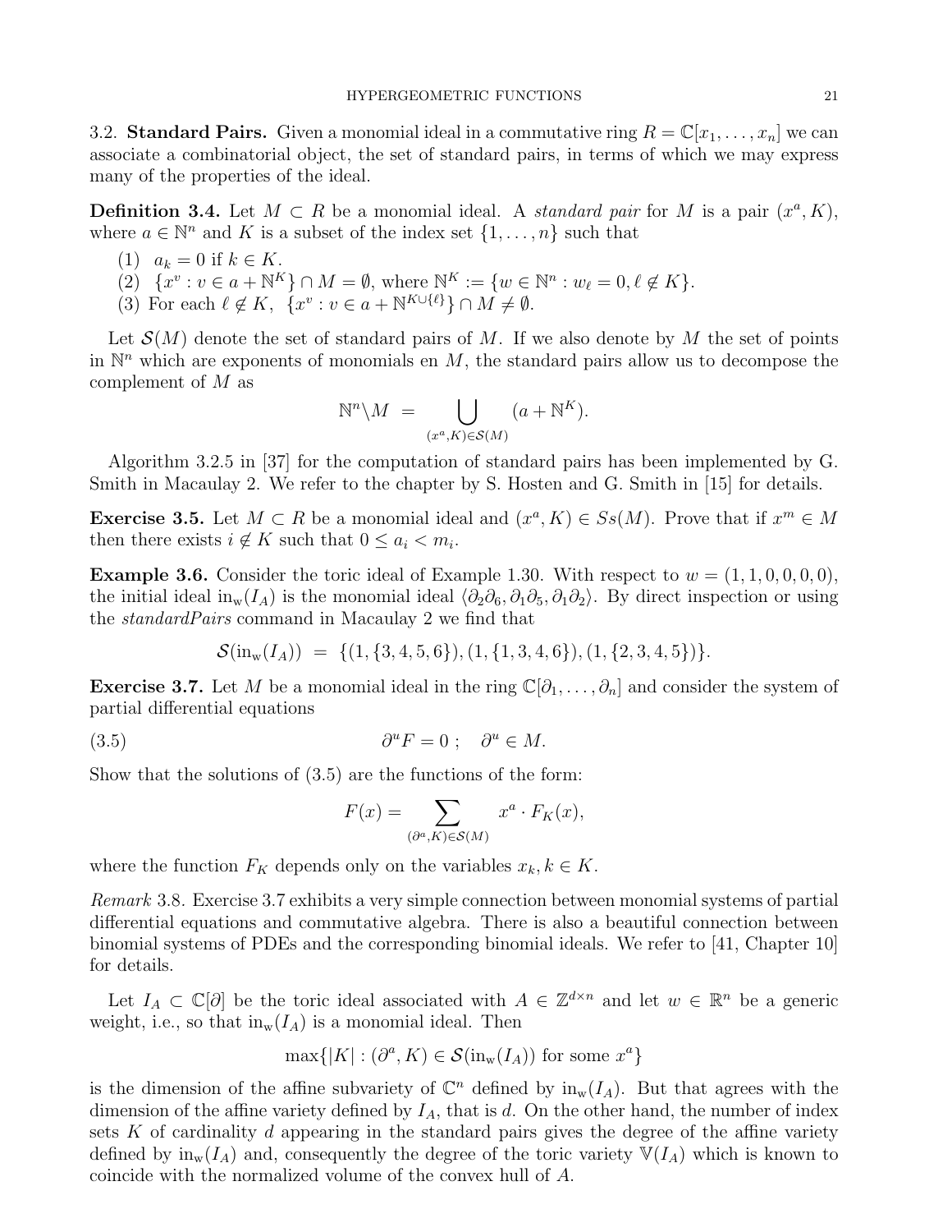## 3.2. **Standard Pairs.**

Given a monomial ideal in a commutative ring $R = \mathbb{C}[x_1, \ldots, x_n]$ we can associate a combinatorial object, the set of standard pairs, in terms of which we may express many of the properties of the ideal.

**Definition 3.4.** Let $M \subset R$ be a monomial ideal. A *standard pair* for $M$ is a pair $(x^a, K)$, where $a \in \mathbb{N}^n$ and $K$ is a subset of the index set $\{1, \ldots, n\}$ such that

1. $a_k = 0$ if $k \in K$.
2. $\{x^v : v \in a + \mathbb{N}^K\} \cap M = \emptyset$, where $\mathbb{N}^K := \{w \in \mathbb{N}^n : w_\ell = 0, \ell \notin K\}$.
3. For each $\ell \notin K$, $\{x^v : v \in a + \mathbb{N}^{K \cup \{\ell\}}\} \cap M \neq \emptyset$.

Let $\mathcal{S}(M)$ denote the set of standard pairs of $M$. If we also denote by $M$ the set of points in $\mathbb{N}^n$ which are exponents of monomials en $M$, the standard pairs allow us to decompose the complement of $M$ as

$$\mathbb{N}^n \backslash M \;=\; \bigcup_{(x^a, K) \in \mathcal{S}(M)} (a + \mathbb{N}^K).$$

Algorithm 3.2.5 in [37] for the computation of standard pairs has been implemented by G. Smith in Macaulay 2. We refer to the chapter by S. Hosten and G. Smith in [15] for details.

**Exercise 3.5.** Let $M \subset R$ be a monomial ideal and $(x^a, K) \in Ss(M)$. Prove that if $x^m \in M$ then there exists $i \notin K$ such that $0 \leq a_i < m_i$.

**Example 3.6.** Consider the toric ideal of Example 1.30. With respect to $w = (1, 1, 0, 0, 0, 0)$, the initial ideal $\mathrm{in}_w(I_A)$ is the monomial ideal $\langle \partial_2\partial_6, \partial_1\partial_5, \partial_1\partial_2 \rangle$. By direct inspection or using the *standardPairs* command in Macaulay 2 we find that

$$\mathcal{S}(\mathrm{in}_w(I_A)) \;=\; \{(1, \{3, 4, 5, 6\}), (1, \{1, 3, 4, 6\}), (1, \{2, 3, 4, 5\})\}.$$

**Exercise 3.7.** Let $M$ be a monomial ideal in the ring $\mathbb{C}[\partial_1, \ldots, \partial_n]$ and consider the system of partial differential equations

$$\partial^u F = 0 \;; \quad \partial^u \in M. \tag{3.5}$$

Show that the solutions of (3.5) are the functions of the form:

$$F(x) = \sum_{(\partial^a, K) \in \mathcal{S}(M)} x^a \cdot F_K(x),$$

where the function $F_K$ depends only on the variables $x_k, k \in K$.

*Remark* 3.8. Exercise 3.7 exhibits a very simple connection between monomial systems of partial differential equations and commutative algebra. There is also a beautiful connection between binomial systems of PDEs and the corresponding binomial ideals. We refer to [41, Chapter 10] for details.

Let $I_A \subset \mathbb{C}[\partial]$ be the toric ideal associated with $A \in \mathbb{Z}^{d \times n}$ and let $w \in \mathbb{R}^n$ be a generic weight, i.e., so that $\mathrm{in}_w(I_A)$ is a monomial ideal. Then

$$\max\{|K| : (\partial^a, K) \in \mathcal{S}(\mathrm{in}_w(I_A)) \text{ for some } x^a\}$$

is the dimension of the affine subvariety of $\mathbb{C}^n$ defined by $\mathrm{in}_w(I_A)$. But that agrees with the dimension of the affine variety defined by $I_A$, that is $d$. On the other hand, the number of index sets $K$ of cardinality $d$ appearing in the standard pairs gives the degree of the affine variety defined by $\mathrm{in}_w(I_A)$ and, consequently the degree of the toric variety $\mathbb{V}(I_A)$ which is known to coincide with the normalized volume of the convex hull of $A$.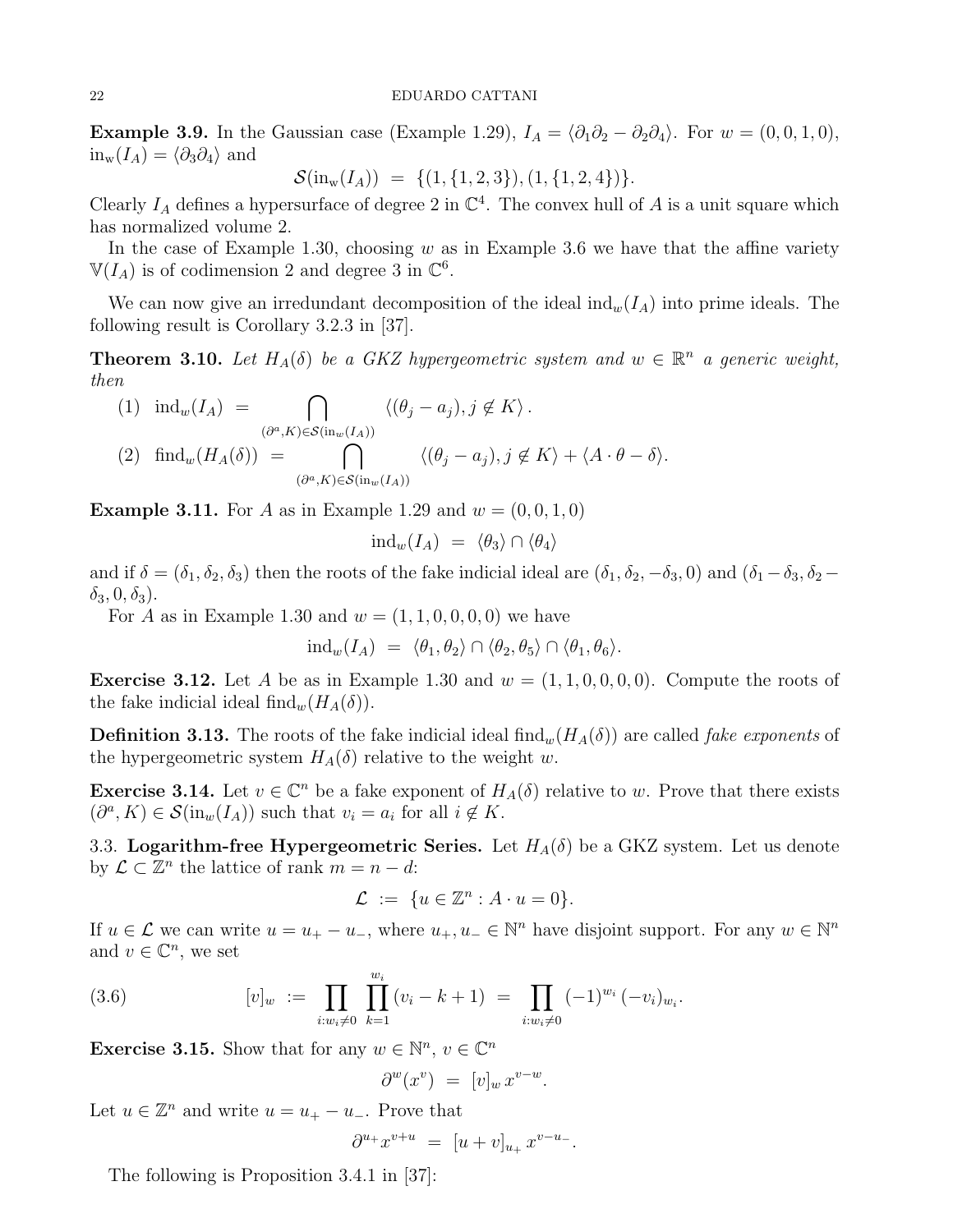**Example 3.9.** In the Gaussian case (Example 1.29), $I_A = \langle \partial_1\partial_2 - \partial_2\partial_4 \rangle$. For $w = (0,0,1,0)$, $\mathrm{in_w}(I_A) = \langle \partial_3\partial_4 \rangle$ and

$$\mathcal{S}(\mathrm{in_w}(I_A)) \;=\; \{(1,\{1,2,3\}),(1,\{1,2,4\})\}.$$

Clearly $I_A$ defines a hypersurface of degree 2 in $\mathbb{C}^4$. The convex hull of $A$ is a unit square which has normalized volume 2.

In the case of Example 1.30, choosing $w$ as in Example 3.6 we have that the affine variety $\mathbb{V}(I_A)$ is of codimension 2 and degree 3 in $\mathbb{C}^6$.

We can now give an irredundant decomposition of the ideal $\mathrm{ind}_w(I_A)$ into prime ideals. The following result is Corollary 3.2.3 in [37].

**Theorem 3.10.** *Let $H_A(\delta)$ be a GKZ hypergeometric system and $w \in \mathbb{R}^n$ a generic weight, then*

(1) $\displaystyle \mathrm{ind}_w(I_A) \;=\; \bigcap_{(\partial^a,K)\in\mathcal{S}(\mathrm{in}_w(I_A))} \langle (\theta_j - a_j), j \notin K\rangle\,.$

(2) $\displaystyle \mathrm{find}_w(H_A(\delta)) \;=\; \bigcap_{(\partial^a,K)\in\mathcal{S}(\mathrm{in}_w(I_A))} \langle (\theta_j - a_j), j \notin K\rangle + \langle A\cdot\theta - \delta\rangle.$

**Example 3.11.** For $A$ as in Example 1.29 and $w = (0,0,1,0)$

$$\mathrm{ind}_w(I_A) \;=\; \langle\theta_3\rangle \cap \langle\theta_4\rangle$$

and if $\delta = (\delta_1,\delta_2,\delta_3)$ then the roots of the fake indicial ideal are $(\delta_1,\delta_2,-\delta_3,0)$ and $(\delta_1-\delta_3,\delta_2-\delta_3,0,\delta_3)$.

For $A$ as in Example 1.30 and $w = (1,1,0,0,0,0)$ we have

$$\mathrm{ind}_w(I_A) \;=\; \langle\theta_1,\theta_2\rangle \cap \langle\theta_2,\theta_5\rangle \cap \langle\theta_1,\theta_6\rangle.$$

**Exercise 3.12.** Let $A$ be as in Example 1.30 and $w = (1,1,0,0,0,0)$. Compute the roots of the fake indicial ideal $\mathrm{find}_w(H_A(\delta))$.

**Definition 3.13.** The roots of the fake indicial ideal $\mathrm{find}_w(H_A(\delta))$ are called *fake exponents* of the hypergeometric system $H_A(\delta)$ relative to the weight $w$.

**Exercise 3.14.** Let $v \in \mathbb{C}^n$ be a fake exponent of $H_A(\delta)$ relative to $w$. Prove that there exists $(\partial^a, K) \in \mathcal{S}(\mathrm{in}_w(I_A))$ such that $v_i = a_i$ for all $i \notin K$.

3.3. **Logarithm-free Hypergeometric Series.** Let $H_A(\delta)$ be a GKZ system. Let us denote by $\mathcal{L} \subset \mathbb{Z}^n$ the lattice of rank $m = n - d$:

$$\mathcal{L} \;:=\; \{u \in \mathbb{Z}^n : A\cdot u = 0\}.$$

If $u \in \mathcal{L}$ we can write $u = u_+ - u_-$, where $u_+, u_- \in \mathbb{N}^n$ have disjoint support. For any $w \in \mathbb{N}^n$ and $v \in \mathbb{C}^n$, we set

$$[v]_w \;:=\; \prod_{i:w_i\neq 0}\prod_{k=1}^{w_i}(v_i - k + 1) \;=\; \prod_{i:w_i\neq 0}(-1)^{w_i}\,(-v_i)_{w_i}. \tag{3.6}$$

**Exercise 3.15.** Show that for any $w \in \mathbb{N}^n$, $v \in \mathbb{C}^n$

$$\partial^w(x^v) \;=\; [v]_w\, x^{v-w}.$$

Let $u \in \mathbb{Z}^n$ and write $u = u_+ - u_-$. Prove that

$$\partial^{u_+}x^{v+u} \;=\; [u+v]_{u_+}\, x^{v-u_-}.$$

The following is Proposition 3.4.1 in [37]: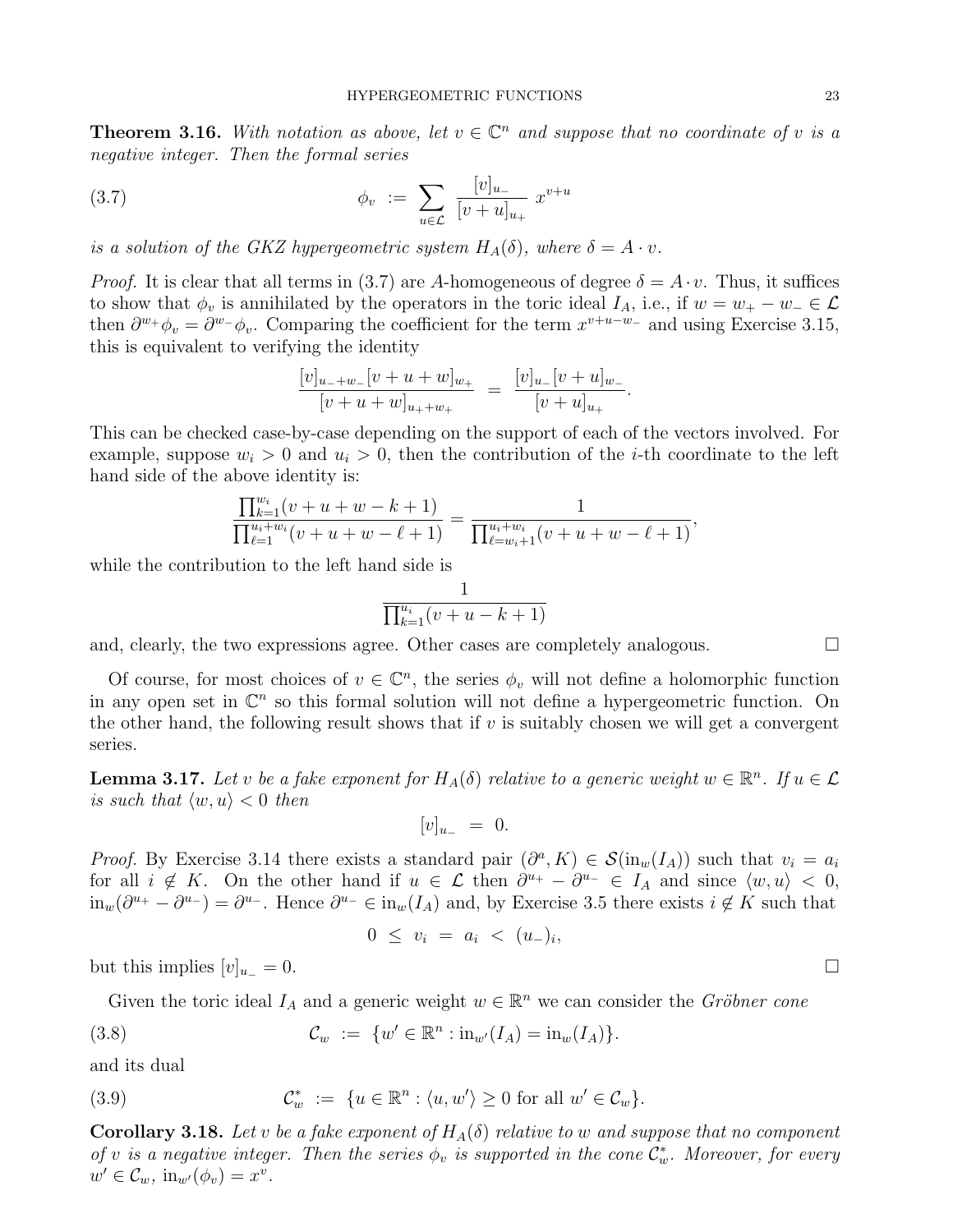**Theorem 3.16.** *With notation as above, let $v \in \mathbb{C}^n$ and suppose that no coordinate of $v$ is a negative integer. Then the formal series*

$$\phi_v \;:=\; \sum_{u \in \mathcal{L}} \frac{[v]_{u_-}}{[v+u]_{u_+}}\; x^{v+u} \tag{3.7}$$

*is a solution of the GKZ hypergeometric system $H_A(\delta)$, where $\delta = A \cdot v$.*

*Proof.* It is clear that all terms in (3.7) are $A$-homogeneous of degree $\delta = A \cdot v$. Thus, it suffices to show that $\phi_v$ is annihilated by the operators in the toric ideal $I_A$, i.e., if $w = w_+ - w_- \in \mathcal{L}$ then $\partial^{w_+}\phi_v = \partial^{w_-}\phi_v$. Comparing the coefficient for the term $x^{v+u-w_-}$ and using Exercise 3.15, this is equivalent to verifying the identity

$$\frac{[v]_{u_- + w_-}[v+u+w]_{w_+}}{[v+u+w]_{u_+ + w_+}} \;=\; \frac{[v]_{u_-}[v+u]_{w_-}}{[v+u]_{u_+}}.$$

This can be checked case-by-case depending on the support of each of the vectors involved. For example, suppose $w_i > 0$ and $u_i > 0$, then the contribution of the $i$-th coordinate to the left hand side of the above identity is:

$$\frac{\prod_{k=1}^{w_i}(v+u+w-k+1)}{\prod_{\ell=1}^{u_i+w_i}(v+u+w-\ell+1)} = \frac{1}{\prod_{\ell=w_i+1}^{u_i+w_i}(v+u+w-\ell+1)},$$

while the contribution to the left hand side is

$$\frac{1}{\prod_{k=1}^{u_i}(v+u-k+1)}$$

and, clearly, the two expressions agree. Other cases are completely analogous. □

Of course, for most choices of $v \in \mathbb{C}^n$, the series $\phi_v$ will not define a holomorphic function in any open set in $\mathbb{C}^n$ so this formal solution will not define a hypergeometric function. On the other hand, the following result shows that if $v$ is suitably chosen we will get a convergent series.

**Lemma 3.17.** *Let $v$ be a fake exponent for $H_A(\delta)$ relative to a generic weight $w \in \mathbb{R}^n$. If $u \in \mathcal{L}$ is such that $\langle w, u\rangle < 0$ then*

$$[v]_{u_-} \;=\; 0.$$

*Proof.* By Exercise 3.14 there exists a standard pair $(\partial^a, K) \in \mathcal{S}(\mathrm{in}_w(I_A))$ such that $v_i = a_i$ for all $i \notin K$. On the other hand if $u \in \mathcal{L}$ then $\partial^{u_+} - \partial^{u_-} \in I_A$ and since $\langle w, u\rangle < 0$, $\mathrm{in}_w(\partial^{u_+} - \partial^{u_-}) = \partial^{u_-}$. Hence $\partial^{u_-} \in \mathrm{in}_w(I_A)$ and, by Exercise 3.5 there exists $i \notin K$ such that

$$0 \;\leq\; v_i \;=\; a_i \;<\; (u_-)_i,$$

but this implies $[v]_{u_-} = 0$. □

Given the toric ideal $I_A$ and a generic weight $w \in \mathbb{R}^n$ we can consider the *Gröbner cone*

$$\mathcal{C}_w \;:=\; \{w' \in \mathbb{R}^n : \mathrm{in}_{w'}(I_A) = \mathrm{in}_w(I_A)\}. \tag{3.8}$$

and its dual

$$\mathcal{C}_w^* \;:=\; \{u \in \mathbb{R}^n : \langle u, w'\rangle \geq 0 \text{ for all } w' \in \mathcal{C}_w\}. \tag{3.9}$$

**Corollary 3.18.** *Let $v$ be a fake exponent of $H_A(\delta)$ relative to $w$ and suppose that no component of $v$ is a negative integer. Then the series $\phi_v$ is supported in the cone $\mathcal{C}_w^*$. Moreover, for every $w' \in \mathcal{C}_w$, $\mathrm{in}_{w'}(\phi_v) = x^v$.*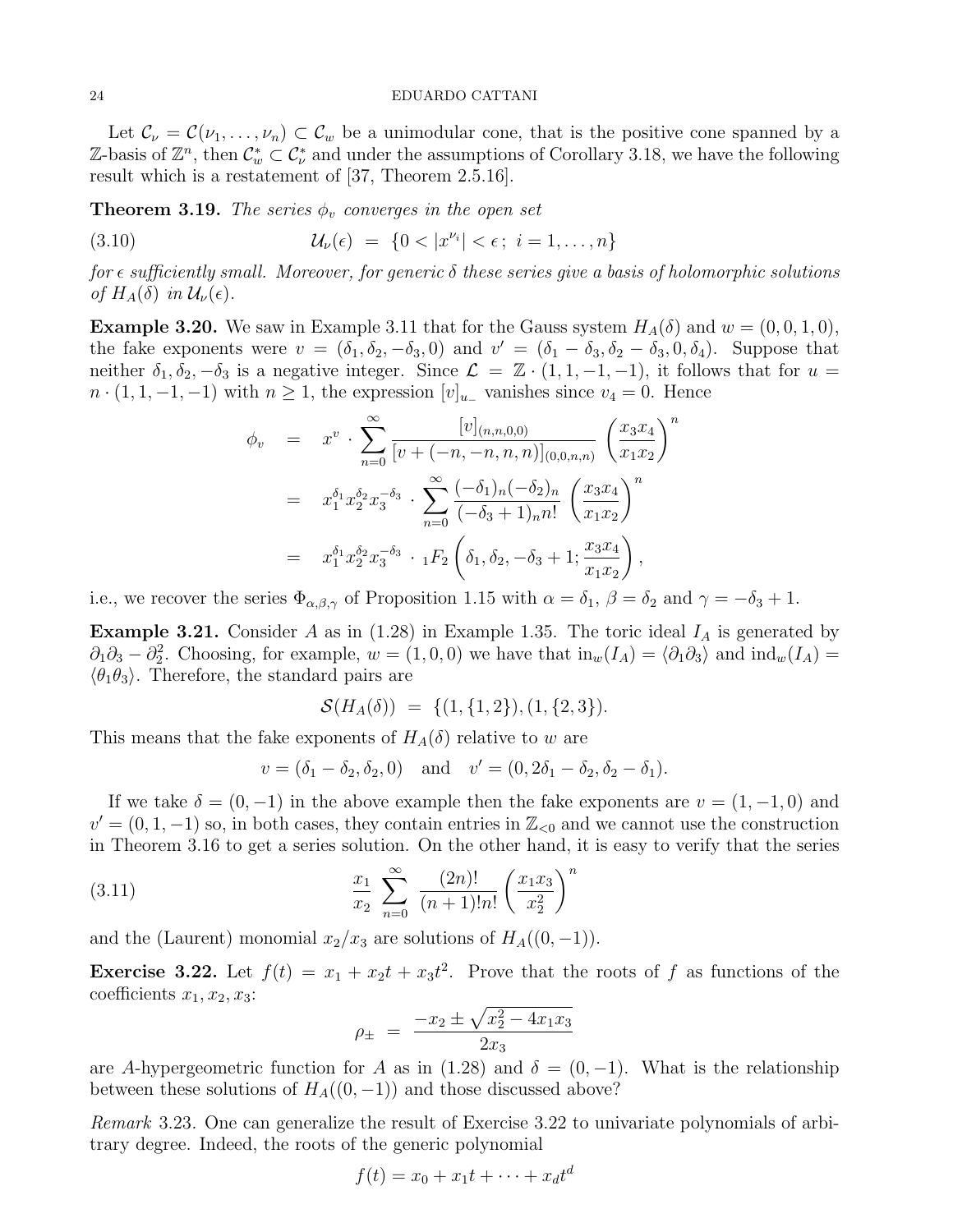Let $\mathcal{C}_\nu = \mathcal{C}(\nu_1, \dots, \nu_n) \subset \mathcal{C}_w$ be a unimodular cone, that is the positive cone spanned by a $\mathbb{Z}$-basis of $\mathbb{Z}^n$, then $\mathcal{C}_w^* \subset \mathcal{C}_\nu^*$ and under the assumptions of Corollary 3.18, we have the following result which is a restatement of [37, Theorem 2.5.16].

**Theorem 3.19.** *The series $\phi_v$ converges in the open set*

$$\mathcal{U}_\nu(\epsilon) \;=\; \{0 < |x^{\nu_i}| < \epsilon\,;\; i = 1, \dots, n\} \tag{3.10}$$

*for $\epsilon$ sufficiently small. Moreover, for generic $\delta$ these series give a basis of holomorphic solutions of $H_A(\delta)$ in $\mathcal{U}_\nu(\epsilon)$.*

**Example 3.20.** We saw in Example 3.11 that for the Gauss system $H_A(\delta)$ and $w = (0, 0, 1, 0)$, the fake exponents were $v = (\delta_1, \delta_2, -\delta_3, 0)$ and $v' = (\delta_1 - \delta_3, \delta_2 - \delta_3, 0, \delta_4)$. Suppose that neither $\delta_1, \delta_2, -\delta_3$ is a negative integer. Since $\mathcal{L} = \mathbb{Z} \cdot (1, 1, -1, -1)$, it follows that for $u = n \cdot (1, 1, -1, -1)$ with $n \geq 1$, the expression $[v]_{u_-}$ vanishes since $v_4 = 0$. Hence

$$\begin{aligned}
\phi_v &= x^v \cdot \sum_{n=0}^{\infty} \frac{[v]_{(n,n,0,0)}}{[v + (-n, -n, n, n)]_{(0,0,n,n)}} \left(\frac{x_3 x_4}{x_1 x_2}\right)^n \\
&= x_1^{\delta_1} x_2^{\delta_2} x_3^{-\delta_3} \cdot \sum_{n=0}^{\infty} \frac{(-\delta_1)_n (-\delta_2)_n}{(-\delta_3 + 1)_n n!} \left(\frac{x_3 x_4}{x_1 x_2}\right)^n \\
&= x_1^{\delta_1} x_2^{\delta_2} x_3^{-\delta_3} \cdot {}_1F_2\left(\delta_1, \delta_2, -\delta_3 + 1; \frac{x_3 x_4}{x_1 x_2}\right),
\end{aligned}$$

i.e., we recover the series $\Phi_{\alpha,\beta,\gamma}$ of Proposition 1.15 with $\alpha = \delta_1$, $\beta = \delta_2$ and $\gamma = -\delta_3 + 1$.

**Example 3.21.** Consider $A$ as in (1.28) in Example 1.35. The toric ideal $I_A$ is generated by $\partial_1\partial_3 - \partial_2^2$. Choosing, for example, $w = (1, 0, 0)$ we have that $\mathrm{in}_w(I_A) = \langle \partial_1 \partial_3 \rangle$ and $\mathrm{ind}_w(I_A) = \langle \theta_1 \theta_3 \rangle$. Therefore, the standard pairs are

$$\mathcal{S}(H_A(\delta)) \;=\; \{(1, \{1, 2\}), (1, \{2, 3\})\}.$$

This means that the fake exponents of $H_A(\delta)$ relative to $w$ are

$$v = (\delta_1 - \delta_2, \delta_2, 0) \quad \text{and} \quad v' = (0, 2\delta_1 - \delta_2, \delta_2 - \delta_1).$$

If we take $\delta = (0, -1)$ in the above example then the fake exponents are $v = (1, -1, 0)$ and $v' = (0, 1, -1)$ so, in both cases, they contain entries in $\mathbb{Z}_{<0}$ and we cannot use the construction in Theorem 3.16 to get a series solution. On the other hand, it is easy to verify that the series

$$\frac{x_1}{x_2} \sum_{n=0}^{\infty} \frac{(2n)!}{(n+1)!n!} \left(\frac{x_1 x_3}{x_2^2}\right)^n \tag{3.11}$$

and the (Laurent) monomial $x_2/x_3$ are solutions of $H_A((0, -1))$.

**Exercise 3.22.** Let $f(t) = x_1 + x_2 t + x_3 t^2$. Prove that the roots of $f$ as functions of the coefficients $x_1, x_2, x_3$:

$$\rho_\pm \;=\; \frac{-x_2 \pm \sqrt{x_2^2 - 4x_1 x_3}}{2x_3}$$

are $A$-hypergeometric function for $A$ as in (1.28) and $\delta = (0, -1)$. What is the relationship between these solutions of $H_A((0, -1))$ and those discussed above?

*Remark* 3.23. One can generalize the result of Exercise 3.22 to univariate polynomials of arbitrary degree. Indeed, the roots of the generic polynomial

$$f(t) = x_0 + x_1 t + \cdots + x_d t^d$$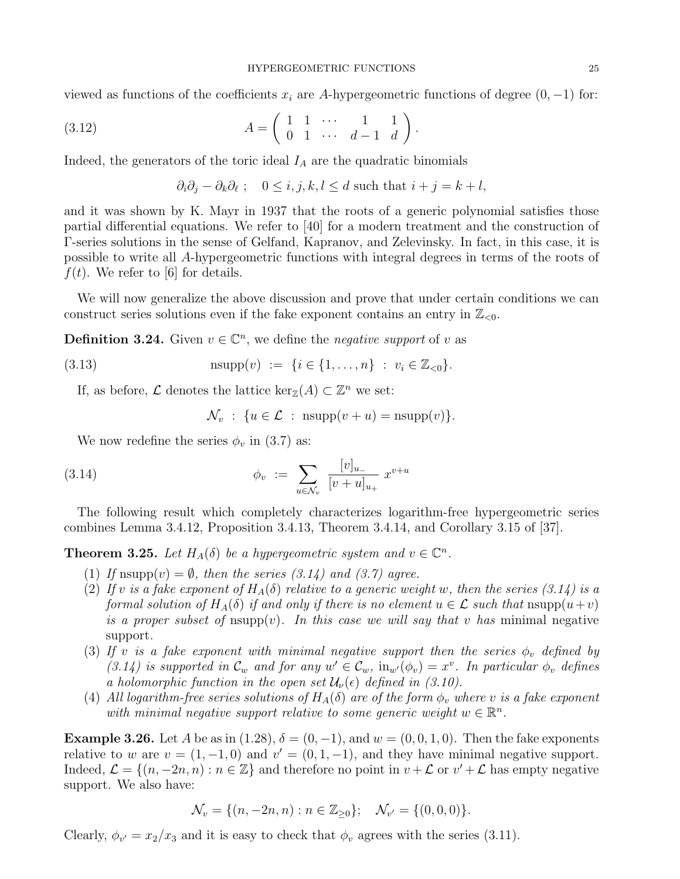viewed as functions of the coefficients $x_i$ are $A$-hypergeometric functions of degree $(0,-1)$ for:

$$A = \begin{pmatrix} 1 & 1 & \cdots & 1 & 1 \\ 0 & 1 & \cdots & d-1 & d \end{pmatrix}. \tag{3.12}$$

Indeed, the generators of the toric ideal $I_A$ are the quadratic binomials

$$\partial_i \partial_j - \partial_k \partial_\ell \ ; \quad 0 \leq i,j,k,l \leq d \text{ such that } i+j = k+l,$$

and it was shown by K. Mayr in 1937 that the roots of a generic polynomial satisfies those partial differential equations. We refer to [40] for a modern treatment and the construction of $\Gamma$-series solutions in the sense of Gelfand, Kapranov, and Zelevinsky. In fact, in this case, it is possible to write all $A$-hypergeometric functions with integral degrees in terms of the roots of $f(t)$. We refer to [6] for details.

We will now generalize the above discussion and prove that under certain conditions we can construct series solutions even if the fake exponent contains an entry in $\mathbb{Z}_{<0}$.

**Definition 3.24.** Given $v \in \mathbb{C}^n$, we define the *negative support* of $v$ as

$$\operatorname{nsupp}(v) \ := \ \{i \in \{1,\ldots,n\} \ : \ v_i \in \mathbb{Z}_{<0}\}. \tag{3.13}$$

If, as before, $\mathcal{L}$ denotes the lattice $\ker_{\mathbb{Z}}(A) \subset \mathbb{Z}^n$ we set:

$$\mathcal{N}_v \ : \ \{u \in \mathcal{L} \ : \ \operatorname{nsupp}(v+u) = \operatorname{nsupp}(v)\}.$$

We now redefine the series $\phi_v$ in (3.7) as:

$$\phi_v \ := \ \sum_{u \in \mathcal{N}_v} \frac{[v]_{u_-}}{[v+u]_{u_+}} \ x^{v+u} \tag{3.14}$$

The following result which completely characterizes logarithm-free hypergeometric series combines Lemma 3.4.12, Proposition 3.4.13, Theorem 3.4.14, and Corollary 3.15 of [37].

**Theorem 3.25.** *Let $H_A(\delta)$ be a hypergeometric system and $v \in \mathbb{C}^n$.*

1. *If $\operatorname{nsupp}(v) = \emptyset$, then the series (3.14) and (3.7) agree.*
2. *If $v$ is a fake exponent of $H_A(\delta)$ relative to a generic weight $w$, then the series (3.14) is a formal solution of $H_A(\delta)$ if and only if there is no element $u \in \mathcal{L}$ such that $\operatorname{nsupp}(u+v)$ is a proper subset of $\operatorname{nsupp}(v)$. In this case we will say that $v$ has* minimal negative support.
3. *If $v$ is a fake exponent with minimal negative support then the series $\phi_v$ defined by (3.14) is supported in $\mathcal{C}_w$ and for any $w' \in \mathcal{C}_w$, $\operatorname{in}_{w'}(\phi_v) = x^v$. In particular $\phi_v$ defines a holomorphic function in the open set $\mathcal{U}_\nu(\epsilon)$ defined in (3.10).*
4. *All logarithm-free series solutions of $H_A(\delta)$ are of the form $\phi_v$ where $v$ is a fake exponent with minimal negative support relative to some generic weight $w \in \mathbb{R}^n$.*

**Example 3.26.** Let $A$ be as in (1.28), $\delta = (0,-1)$, and $w = (0,0,1,0)$. Then the fake exponents relative to $w$ are $v = (1,-1,0)$ and $v' = (0,1,-1)$, and they have minimal negative support. Indeed, $\mathcal{L} = \{(n,-2n,n) : n \in \mathbb{Z}\}$ and therefore no point in $v + \mathcal{L}$ or $v' + \mathcal{L}$ has empty negative support. We also have:

$$\mathcal{N}_v = \{(n,-2n,n) : n \in \mathbb{Z}_{\geq 0}\}; \quad \mathcal{N}_{v'} = \{(0,0,0)\}.$$

Clearly, $\phi_{v'} = x_2/x_3$ and it is easy to check that $\phi_v$ agrees with the series (3.11).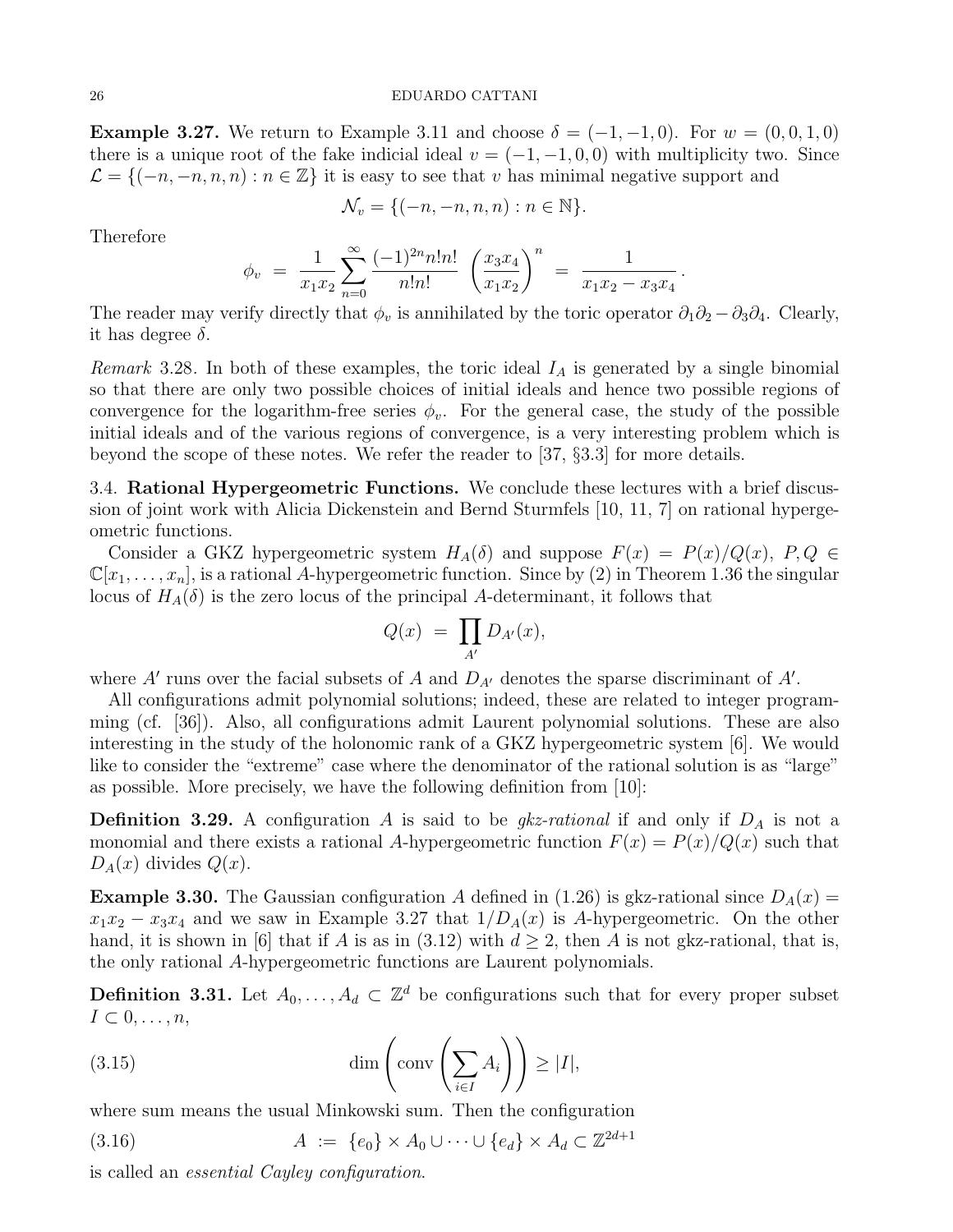**Example 3.27.** We return to Example 3.11 and choose $\delta = (-1,-1,0)$. For $w = (0,0,1,0)$ there is a unique root of the fake indicial ideal $v = (-1,-1,0,0)$ with multiplicity two. Since $\mathcal{L} = \{(-n,-n,n,n) : n \in \mathbb{Z}\}$ it is easy to see that $v$ has minimal negative support and

$$\mathcal{N}_v = \{(-n,-n,n,n) : n \in \mathbb{N}\}.$$

Therefore

$$\phi_v \;=\; \frac{1}{x_1x_2}\sum_{n=0}^{\infty} \frac{(-1)^{2n} n!n!}{n!n!}\left(\frac{x_3x_4}{x_1x_2}\right)^n \;=\; \frac{1}{x_1x_2 - x_3x_4}\,.$$

The reader may verify directly that $\phi_v$ is annihilated by the toric operator $\partial_1\partial_2 - \partial_3\partial_4$. Clearly, it has degree $\delta$.

*Remark* 3.28. In both of these examples, the toric ideal $I_A$ is generated by a single binomial so that there are only two possible choices of initial ideals and hence two possible regions of convergence for the logarithm-free series $\phi_v$. For the general case, the study of the possible initial ideals and of the various regions of convergence, is a very interesting problem which is beyond the scope of these notes. We refer the reader to [37, §3.3] for more details.

### 3.4. Rational Hypergeometric Functions.

We conclude these lectures with a brief discussion of joint work with Alicia Dickenstein and Bernd Sturmfels [10, 11, 7] on rational hypergeometric functions.

Consider a GKZ hypergeometric system $H_A(\delta)$ and suppose $F(x) = P(x)/Q(x)$, $P, Q \in \mathbb{C}[x_1,\ldots,x_n]$, is a rational $A$-hypergeometric function. Since by (2) in Theorem 1.36 the singular locus of $H_A(\delta)$ is the zero locus of the principal $A$-determinant, it follows that

$$Q(x) \;=\; \prod_{A'} D_{A'}(x),$$

where $A'$ runs over the facial subsets of $A$ and $D_{A'}$ denotes the sparse discriminant of $A'$.

All configurations admit polynomial solutions; indeed, these are related to integer programming (cf. [36]). Also, all configurations admit Laurent polynomial solutions. These are also interesting in the study of the holonomic rank of a GKZ hypergeometric system [6]. We would like to consider the "extreme" case where the denominator of the rational solution is as "large" as possible. More precisely, we have the following definition from [10]:

**Definition 3.29.** A configuration $A$ is said to be *gkz-rational* if and only if $D_A$ is not a monomial and there exists a rational $A$-hypergeometric function $F(x) = P(x)/Q(x)$ such that $D_A(x)$ divides $Q(x)$.

**Example 3.30.** The Gaussian configuration $A$ defined in (1.26) is gkz-rational since $D_A(x) = x_1x_2 - x_3x_4$ and we saw in Example 3.27 that $1/D_A(x)$ is $A$-hypergeometric. On the other hand, it is shown in [6] that if $A$ is as in (3.12) with $d \geq 2$, then $A$ is not gkz-rational, that is, the only rational $A$-hypergeometric functions are Laurent polynomials.

**Definition 3.31.** Let $A_0,\ldots,A_d \subset \mathbb{Z}^d$ be configurations such that for every proper subset $I \subset 0,\ldots,n$,

$$\dim\left(\operatorname{conv}\left(\sum_{i\in I} A_i\right)\right) \geq |I|, \tag{3.15}$$

where sum means the usual Minkowski sum. Then the configuration

$$A \;:=\; \{e_0\}\times A_0 \cup \cdots \cup \{e_d\}\times A_d \subset \mathbb{Z}^{2d+1} \tag{3.16}$$

is called an *essential Cayley configuration*.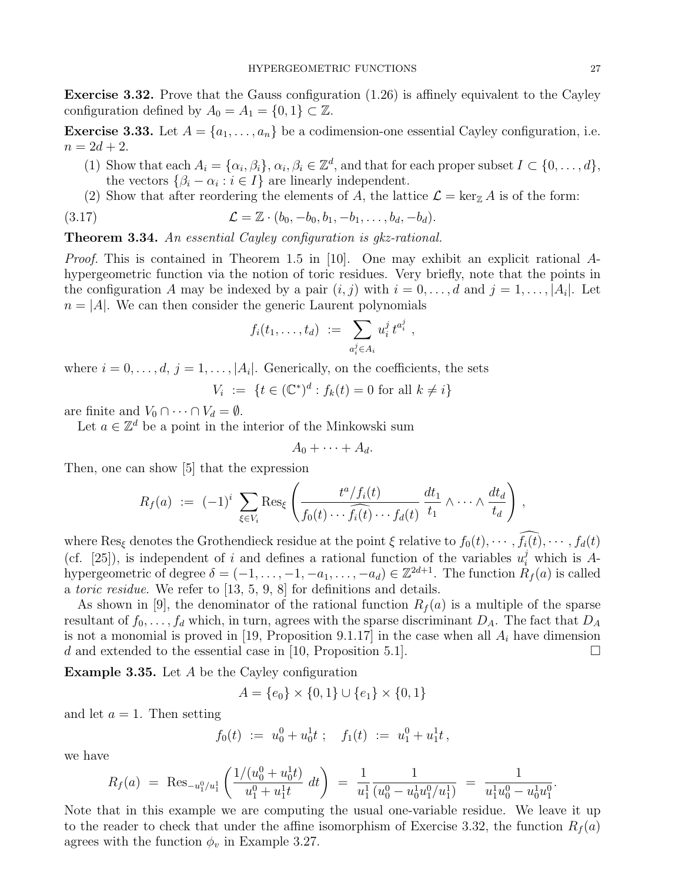**Exercise 3.32.** Prove that the Gauss configuration (1.26) is affinely equivalent to the Cayley configuration defined by $A_0 = A_1 = \{0, 1\} \subset \mathbb{Z}$.

**Exercise 3.33.** Let $A = \{a_1, \ldots, a_n\}$ be a codimension-one essential Cayley configuration, i.e. $n = 2d + 2$.

1. Show that each $A_i = \{\alpha_i, \beta_i\}$, $\alpha_i, \beta_i \in \mathbb{Z}^d$, and that for each proper subset $I \subset \{0, \ldots, d\}$, the vectors $\{\beta_i - \alpha_i : i \in I\}$ are linearly independent.
2. Show that after reordering the elements of $A$, the lattice $\mathcal{L} = \ker_{\mathbb{Z}} A$ is of the form:

$$\mathcal{L} = \mathbb{Z} \cdot (b_0, -b_0, b_1, -b_1, \ldots, b_d, -b_d). \tag{3.17}$$

**Theorem 3.34.** *An essential Cayley configuration is gkz-rational.*

*Proof.* This is contained in Theorem 1.5 in [10]. One may exhibit an explicit rational $A$-hypergeometric function via the notion of toric residues. Very briefly, note that the points in the configuration $A$ may be indexed by a pair $(i, j)$ with $i = 0, \ldots, d$ and $j = 1, \ldots, |A_i|$. Let $n = |A|$. We can then consider the generic Laurent polynomials

$$f_i(t_1, \ldots, t_d) \ := \ \sum_{a_i^j \in A_i} u_i^j \, t^{a_i^j} \ ,$$

where $i = 0, \ldots, d$, $j = 1, \ldots, |A_i|$. Generically, on the coefficients, the sets

$$V_i \ := \ \{t \in (\mathbb{C}^*)^d : f_k(t) = 0 \text{ for all } k \neq i\}$$

are finite and $V_0 \cap \cdots \cap V_d = \emptyset$.

Let $a \in \mathbb{Z}^d$ be a point in the interior of the Minkowski sum

$$A_0 + \cdots + A_d.$$

Then, one can show [5] that the expression

$$R_f(a) \ := \ (-1)^i \sum_{\xi \in V_i} \mathrm{Res}_\xi \left( \frac{t^a / f_i(t)}{f_0(t) \cdots \widehat{f_i(t)} \cdots f_d(t)} \, \frac{dt_1}{t_1} \wedge \cdots \wedge \frac{dt_d}{t_d} \right) ,$$

where $\mathrm{Res}_\xi$ denotes the Grothendieck residue at the point $\xi$ relative to $f_0(t), \cdots, \widehat{f_i(t)}, \cdots, f_d(t)$ (cf. [25]), is independent of $i$ and defines a rational function of the variables $u_i^j$ which is $A$-hypergeometric of degree $\delta = (-1, \ldots, -1, -a_1, \ldots, -a_d) \in \mathbb{Z}^{2d+1}$. The function $R_f(a)$ is called a *toric residue*. We refer to [13, 5, 9, 8] for definitions and details.

As shown in [9], the denominator of the rational function $R_f(a)$ is a multiple of the sparse resultant of $f_0, \ldots, f_d$ which, in turn, agrees with the sparse discriminant $D_A$. The fact that $D_A$ is not a monomial is proved in [19, Proposition 9.1.17] in the case when all $A_i$ have dimension $d$ and extended to the essential case in [10, Proposition 5.1]. $\square$

**Example 3.35.** Let $A$ be the Cayley configuration

$$A = \{e_0\} \times \{0, 1\} \cup \{e_1\} \times \{0, 1\}$$

and let $a = 1$. Then setting

$$f_0(t) \ := \ u_0^0 + u_0^1 t \ ; \quad f_1(t) \ := \ u_1^0 + u_1^1 t \, ,$$

we have

$$R_f(a) \ = \ \mathrm{Res}_{-u_1^0/u_1^1} \left( \frac{1/(u_0^0 + u_0^1 t)}{u_1^0 + u_1^1 t} \, dt \right) \ = \ \frac{1}{u_1^1} \frac{1}{(u_0^0 - u_0^1 u_1^0 / u_1^1)} \ = \ \frac{1}{u_1^1 u_0^0 - u_0^1 u_1^0}.$$

Note that in this example we are computing the usual one-variable residue. We leave it up to the reader to check that under the affine isomorphism of Exercise 3.32, the function $R_f(a)$ agrees with the function $\phi_v$ in Example 3.27.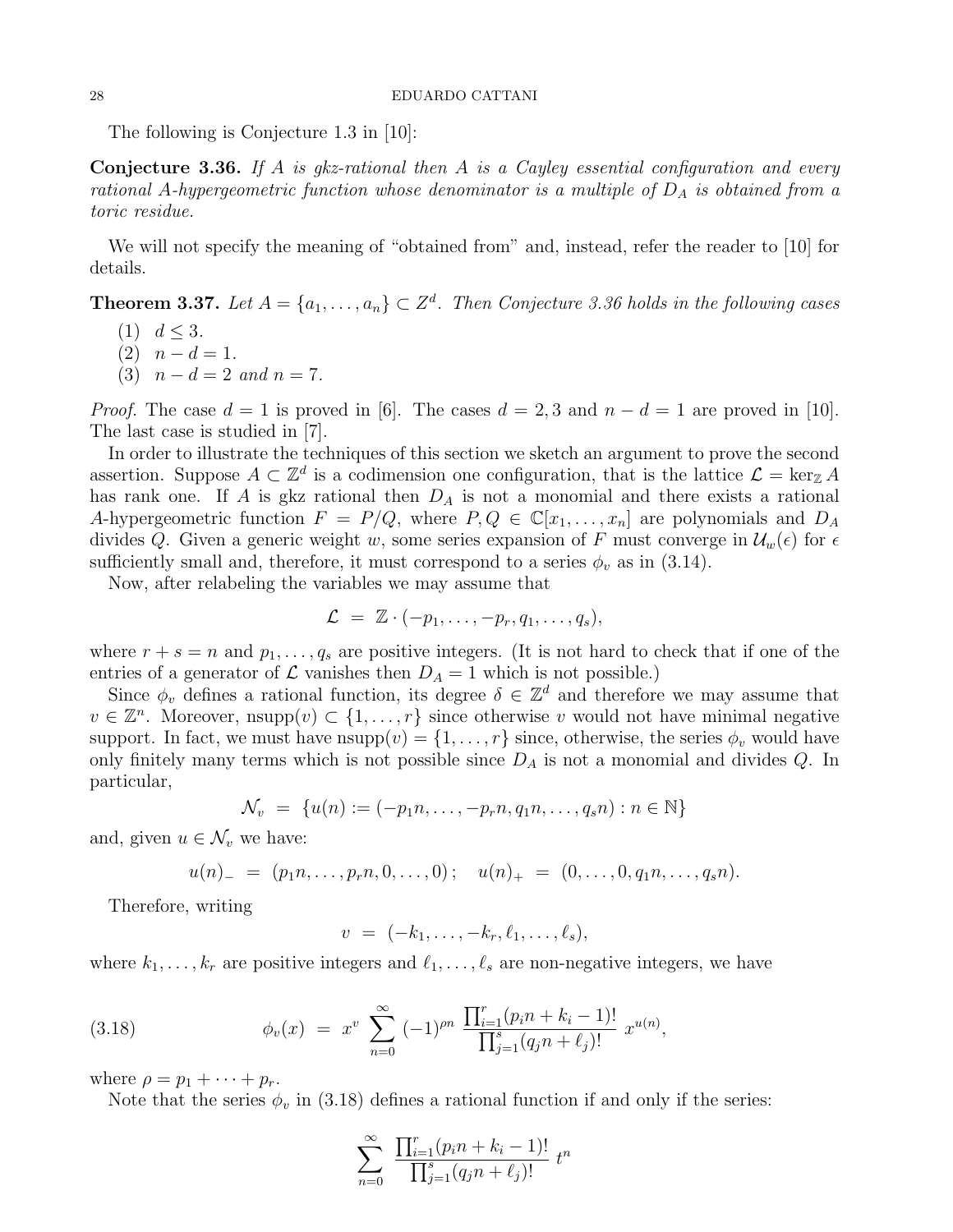The following is Conjecture 1.3 in [10]:

**Conjecture 3.36.** *If $A$ is gkz-rational then $A$ is a Cayley essential configuration and every rational $A$-hypergeometric function whose denominator is a multiple of $D_A$ is obtained from a toric residue.*

We will not specify the meaning of "obtained from" and, instead, refer the reader to [10] for details.

**Theorem 3.37.** *Let $A = \{a_1, \ldots, a_n\} \subset Z^d$. Then Conjecture 3.36 holds in the following cases*

1. $d \leq 3$.
2. $n - d = 1$.
3. $n - d = 2$ *and* $n = 7$.

*Proof.* The case $d = 1$ is proved in [6]. The cases $d = 2, 3$ and $n - d = 1$ are proved in [10]. The last case is studied in [7].

In order to illustrate the techniques of this section we sketch an argument to prove the second assertion. Suppose $A \subset \mathbb{Z}^d$ is a codimension one configuration, that is the lattice $\mathcal{L} = \ker_{\mathbb{Z}} A$ has rank one. If $A$ is gkz rational then $D_A$ is not a monomial and there exists a rational $A$-hypergeometric function $F = P/Q$, where $P, Q \in \mathbb{C}[x_1, \ldots, x_n]$ are polynomials and $D_A$ divides $Q$. Given a generic weight $w$, some series expansion of $F$ must converge in $\mathcal{U}_w(\epsilon)$ for $\epsilon$ sufficiently small and, therefore, it must correspond to a series $\phi_v$ as in (3.14).

Now, after relabeling the variables we may assume that

$$\mathcal{L} \;=\; \mathbb{Z} \cdot (-p_1, \ldots, -p_r, q_1, \ldots, q_s),$$

where $r + s = n$ and $p_1, \ldots, q_s$ are positive integers. (It is not hard to check that if one of the entries of a generator of $\mathcal{L}$ vanishes then $D_A = 1$ which is not possible.)

Since $\phi_v$ defines a rational function, its degree $\delta \in \mathbb{Z}^d$ and therefore we may assume that $v \in \mathbb{Z}^n$. Moreover, $\mathrm{nsupp}(v) \subset \{1, \ldots, r\}$ since otherwise $v$ would not have minimal negative support. In fact, we must have $\mathrm{nsupp}(v) = \{1, \ldots, r\}$ since, otherwise, the series $\phi_v$ would have only finitely many terms which is not possible since $D_A$ is not a monomial and divides $Q$. In particular,

$$\mathcal{N}_v \;=\; \{u(n) := (-p_1 n, \ldots, -p_r n, q_1 n, \ldots, q_s n) : n \in \mathbb{N}\}$$

and, given $u \in \mathcal{N}_v$ we have:

$$u(n)_- \;=\; (p_1 n, \ldots, p_r n, 0, \ldots, 0)\,; \quad u(n)_+ \;=\; (0, \ldots, 0, q_1 n, \ldots, q_s n).$$

Therefore, writing

$$v \;=\; (-k_1, \ldots, -k_r, \ell_1, \ldots, \ell_s),$$

where $k_1, \ldots, k_r$ are positive integers and $\ell_1, \ldots, \ell_s$ are non-negative integers, we have

$$\phi_v(x) \;=\; x^v \sum_{n=0}^{\infty} (-1)^{\rho n} \, \frac{\prod_{i=1}^r (p_i n + k_i - 1)!}{\prod_{j=1}^s (q_j n + \ell_j)!} \; x^{u(n)}, \tag{3.18}$$

where $\rho = p_1 + \cdots + p_r$.

Note that the series $\phi_v$ in (3.18) defines a rational function if and only if the series:

$$\sum_{n=0}^{\infty} \frac{\prod_{i=1}^r (p_i n + k_i - 1)!}{\prod_{j=1}^s (q_j n + \ell_j)!} \; t^n$$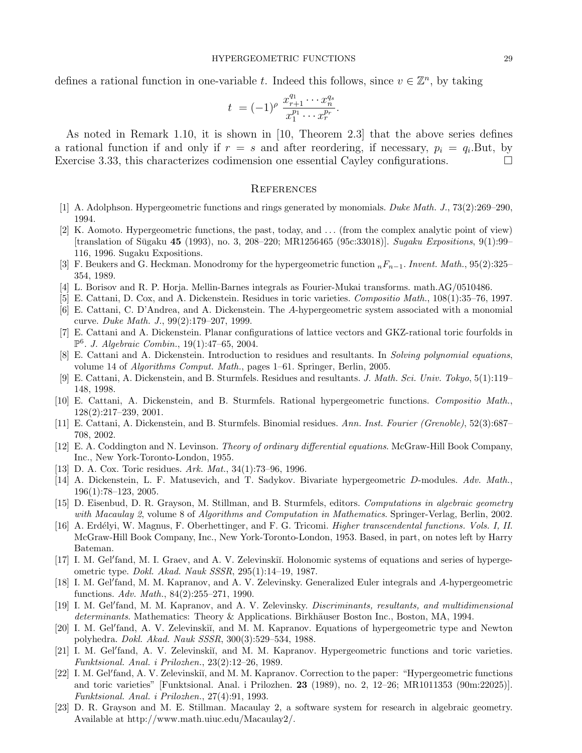defines a rational function in one-variable $t$. Indeed this follows, since $v \in \mathbb{Z}^n$, by taking

$$t = (-1)^\rho \; \frac{x_{r+1}^{q_1} \cdots x_n^{q_s}}{x_1^{p_1} \cdots x_r^{p_r}}.$$

As noted in Remark 1.10, it is shown in [10, Theorem 2.3] that the above series defines a rational function if and only if $r = s$ and after reordering, if necessary, $p_i = q_i$.But, by Exercise 3.33, this characterizes codimension one essential Cayley configurations. □

## References

[1] A. Adolphson. Hypergeometric functions and rings generated by monomials. *Duke Math. J.*, 73(2):269–290, 1994.

[2] K. Aomoto. Hypergeometric functions, the past, today, and ... (from the complex analytic point of view) [translation of Sūgaku **45** (1993), no. 3, 208–220; MR1256465 (95c:33018)]. *Sugaku Expositions*, 9(1):99–116, 1996. Sugaku Expositions.

[3] F. Beukers and G. Heckman. Monodromy for the hypergeometric function ${}_nF_{n-1}$. *Invent. Math.*, 95(2):325–354, 1989.

[4] L. Borisov and R. P. Horja. Mellin-Barnes integrals as Fourier-Mukai transforms. math.AG/0510486.

[5] E. Cattani, D. Cox, and A. Dickenstein. Residues in toric varieties. *Compositio Math.*, 108(1):35–76, 1997.

[6] E. Cattani, C. D'Andrea, and A. Dickenstein. The *A*-hypergeometric system associated with a monomial curve. *Duke Math. J.*, 99(2):179–207, 1999.

[7] E. Cattani and A. Dickenstein. Planar configurations of lattice vectors and GKZ-rational toric fourfolds in $\mathbb{P}^6$. *J. Algebraic Combin.*, 19(1):47–65, 2004.

[8] E. Cattani and A. Dickenstein. Introduction to residues and resultants. In *Solving polynomial equations*, volume 14 of *Algorithms Comput. Math.*, pages 1–61. Springer, Berlin, 2005.

[9] E. Cattani, A. Dickenstein, and B. Sturmfels. Residues and resultants. *J. Math. Sci. Univ. Tokyo*, 5(1):119–148, 1998.

[10] E. Cattani, A. Dickenstein, and B. Sturmfels. Rational hypergeometric functions. *Compositio Math.*, 128(2):217–239, 2001.

[11] E. Cattani, A. Dickenstein, and B. Sturmfels. Binomial residues. *Ann. Inst. Fourier (Grenoble)*, 52(3):687–708, 2002.

[12] E. A. Coddington and N. Levinson. *Theory of ordinary differential equations*. McGraw-Hill Book Company, Inc., New York-Toronto-London, 1955.

[13] D. A. Cox. Toric residues. *Ark. Mat.*, 34(1):73–96, 1996.

[14] A. Dickenstein, L. F. Matusevich, and T. Sadykov. Bivariate hypergeometric *D*-modules. *Adv. Math.*, 196(1):78–123, 2005.

[15] D. Eisenbud, D. R. Grayson, M. Stillman, and B. Sturmfels, editors. *Computations in algebraic geometry with Macaulay 2*, volume 8 of *Algorithms and Computation in Mathematics*. Springer-Verlag, Berlin, 2002.

[16] A. Erdélyi, W. Magnus, F. Oberhettinger, and F. G. Tricomi. *Higher transcendental functions. Vols. I, II*. McGraw-Hill Book Company, Inc., New York-Toronto-London, 1953. Based, in part, on notes left by Harry Bateman.

[17] I. M. Gel′fand, M. I. Graev, and A. V. Zelevinskiĭ. Holonomic systems of equations and series of hypergeometric type. *Dokl. Akad. Nauk SSSR*, 295(1):14–19, 1987.

[18] I. M. Gel′fand, M. M. Kapranov, and A. V. Zelevinsky. Generalized Euler integrals and *A*-hypergeometric functions. *Adv. Math.*, 84(2):255–271, 1990.

[19] I. M. Gel′fand, M. M. Kapranov, and A. V. Zelevinsky. *Discriminants, resultants, and multidimensional determinants*. Mathematics: Theory & Applications. Birkhäuser Boston Inc., Boston, MA, 1994.

[20] I. M. Gel′fand, A. V. Zelevinskiĭ, and M. M. Kapranov. Equations of hypergeometric type and Newton polyhedra. *Dokl. Akad. Nauk SSSR*, 300(3):529–534, 1988.

[21] I. M. Gel′fand, A. V. Zelevinskiĭ, and M. M. Kapranov. Hypergeometric functions and toric varieties. *Funktsional. Anal. i Prilozhen.*, 23(2):12–26, 1989.

[22] I. M. Gel′fand, A. V. Zelevinskiĭ, and M. M. Kapranov. Correction to the paper: "Hypergeometric functions and toric varieties" [Funktsional. Anal. i Prilozhen. **23** (1989), no. 2, 12–26; MR1011353 (90m:22025)]. *Funktsional. Anal. i Prilozhen.*, 27(4):91, 1993.

[23] D. R. Grayson and M. E. Stillman. Macaulay 2, a software system for research in algebraic geometry. Available at http://www.math.uiuc.edu/Macaulay2/.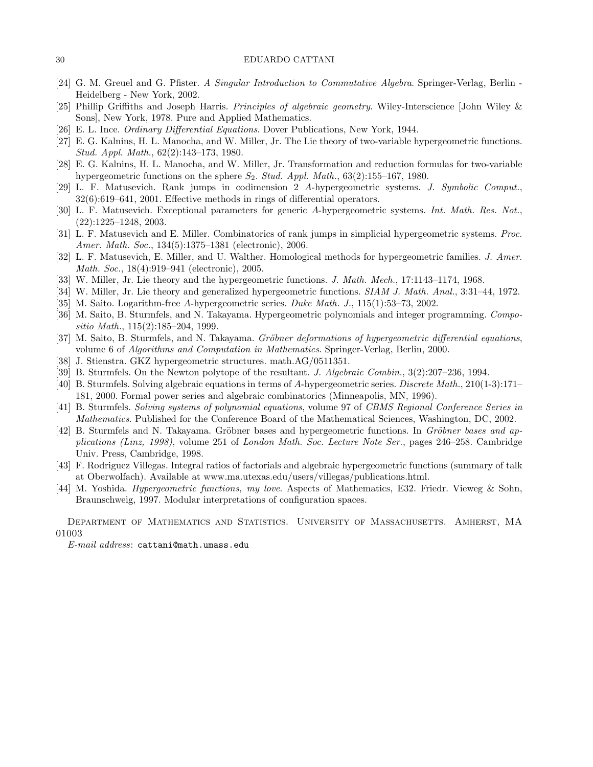[24] G. M. Greuel and G. Pfister. *A Singular Introduction to Commutative Algebra*. Springer-Verlag, Berlin - Heidelberg - New York, 2002.

[25] Phillip Griffiths and Joseph Harris. *Principles of algebraic geometry*. Wiley-Interscience [John Wiley & Sons], New York, 1978. Pure and Applied Mathematics.

[26] E. L. Ince. *Ordinary Differential Equations*. Dover Publications, New York, 1944.

[27] E. G. Kalnins, H. L. Manocha, and W. Miller, Jr. The Lie theory of two-variable hypergeometric functions. *Stud. Appl. Math.*, 62(2):143–173, 1980.

[28] E. G. Kalnins, H. L. Manocha, and W. Miller, Jr. Transformation and reduction formulas for two-variable hypergeometric functions on the sphere $S_2$. *Stud. Appl. Math.*, 63(2):155–167, 1980.

[29] L. F. Matusevich. Rank jumps in codimension 2 $A$-hypergeometric systems. *J. Symbolic Comput.*, 32(6):619–641, 2001. Effective methods in rings of differential operators.

[30] L. F. Matusevich. Exceptional parameters for generic $A$-hypergeometric systems. *Int. Math. Res. Not.*, (22):1225–1248, 2003.

[31] L. F. Matusevich and E. Miller. Combinatorics of rank jumps in simplicial hypergeometric systems. *Proc. Amer. Math. Soc.*, 134(5):1375–1381 (electronic), 2006.

[32] L. F. Matusevich, E. Miller, and U. Walther. Homological methods for hypergeometric families. *J. Amer. Math. Soc.*, 18(4):919–941 (electronic), 2005.

[33] W. Miller, Jr. Lie theory and the hypergeometric functions. *J. Math. Mech.*, 17:1143–1174, 1968.

[34] W. Miller, Jr. Lie theory and generalized hypergeometric functions. *SIAM J. Math. Anal.*, 3:31–44, 1972.

[35] M. Saito. Logarithm-free $A$-hypergeometric series. *Duke Math. J.*, 115(1):53–73, 2002.

[36] M. Saito, B. Sturmfels, and N. Takayama. Hypergeometric polynomials and integer programming. *Compositio Math.*, 115(2):185–204, 1999.

[37] M. Saito, B. Sturmfels, and N. Takayama. *Gröbner deformations of hypergeometric differential equations*, volume 6 of *Algorithms and Computation in Mathematics*. Springer-Verlag, Berlin, 2000.

[38] J. Stienstra. GKZ hypergeometric structures. math.AG/0511351.

[39] B. Sturmfels. On the Newton polytope of the resultant. *J. Algebraic Combin.*, 3(2):207–236, 1994.

[40] B. Sturmfels. Solving algebraic equations in terms of $A$-hypergeometric series. *Discrete Math.*, 210(1-3):171–181, 2000. Formal power series and algebraic combinatorics (Minneapolis, MN, 1996).

[41] B. Sturmfels. *Solving systems of polynomial equations*, volume 97 of *CBMS Regional Conference Series in Mathematics*. Published for the Conference Board of the Mathematical Sciences, Washington, DC, 2002.

[42] B. Sturmfels and N. Takayama. Gröbner bases and hypergeometric functions. In *Gröbner bases and applications (Linz, 1998)*, volume 251 of *London Math. Soc. Lecture Note Ser.*, pages 246–258. Cambridge Univ. Press, Cambridge, 1998.

[43] F. Rodriguez Villegas. Integral ratios of factorials and algebraic hypergeometric functions (summary of talk at Oberwolfach). Available at www.ma.utexas.edu/users/villegas/publications.html.

[44] M. Yoshida. *Hypergeometric functions, my love*. Aspects of Mathematics, E32. Friedr. Vieweg & Sohn, Braunschweig, 1997. Modular interpretations of configuration spaces.

Department of Mathematics and Statistics. University of Massachusetts. Amherst, MA 01003

*E-mail address*: `cattani@math.umass.edu`